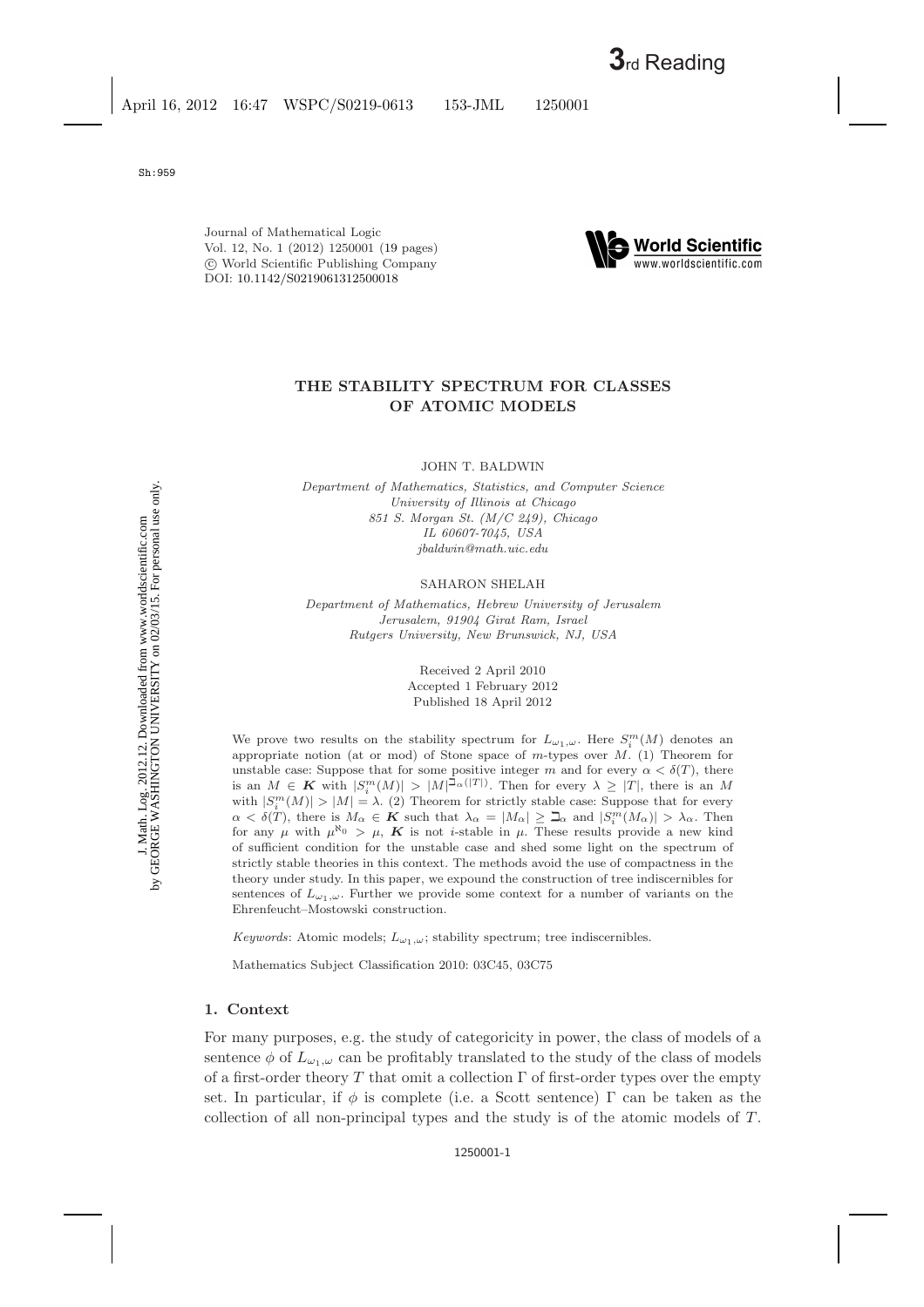# THE STABILITY SPECTRUM FOR CLASSES OF ATOMIC MODELS

JOHN T. BALDWIN

*Department of Mathematics, Statistics, and Computer Science*
*University of Illinois at Chicago*
*851 S. Morgan St. (M/C 249), Chicago*
*IL 60607-7045, USA*
*jbaldwin@math.uic.edu*

SAHARON SHELAH

*Department of Mathematics, Hebrew University of Jerusalem*
*Jerusalem, 91904 Girat Ram, Israel*
*Rutgers University, New Brunswick, NJ, USA*

Received 2 April 2010
Accepted 1 February 2012
Published 18 April 2012

We prove two results on the stability spectrum for $L_{\omega_1,\omega}$. Here $S^m_i(M)$ denotes an appropriate notion (at or mod) of Stone space of $m$-types over $M$. (1) Theorem for unstable case: Suppose that for some positive integer $m$ and for every $\alpha < \delta(T)$, there is an $M \in \boldsymbol{K}$ with $|S^m_i(M)| > |M|^{\beth_\alpha(|T|)}$. Then for every $\lambda \geq |T|$, there is an $M$ with $|S^m_i(M)| > |M| = \lambda$. (2) Theorem for strictly stable case: Suppose that for every $\alpha < \delta(T)$, there is $M_\alpha \in \boldsymbol{K}$ such that $\lambda_\alpha = |M_\alpha| \geq \beth_\alpha$ and $|S^m_i(M_\alpha)| > \lambda_\alpha$. Then for any $\mu$ with $\mu^{\aleph_0} > \mu$, $\boldsymbol{K}$ is not $i$-stable in $\mu$. These results provide a new kind of sufficient condition for the unstable case and shed some light on the spectrum of strictly stable theories in this context. The methods avoid the use of compactness in the theory under study. In this paper, we expound the construction of tree indiscernibles for sentences of $L_{\omega_1,\omega}$. Further we provide some context for a number of variants on the Ehrenfeucht–Mostowski construction.

*Keywords*: Atomic models; $L_{\omega_1,\omega}$; stability spectrum; tree indiscernibles.

Mathematics Subject Classification 2010: 03C45, 03C75

## 1. Context

For many purposes, e.g. the study of categoricity in power, the class of models of a sentence $\phi$ of $L_{\omega_1,\omega}$ can be profitably translated to the study of the class of models of a first-order theory $T$ that omit a collection $\Gamma$ of first-order types over the empty set. In particular, if $\phi$ is complete (i.e. a Scott sentence) $\Gamma$ can be taken as the collection of all non-principal types and the study is of the atomic models of $T$.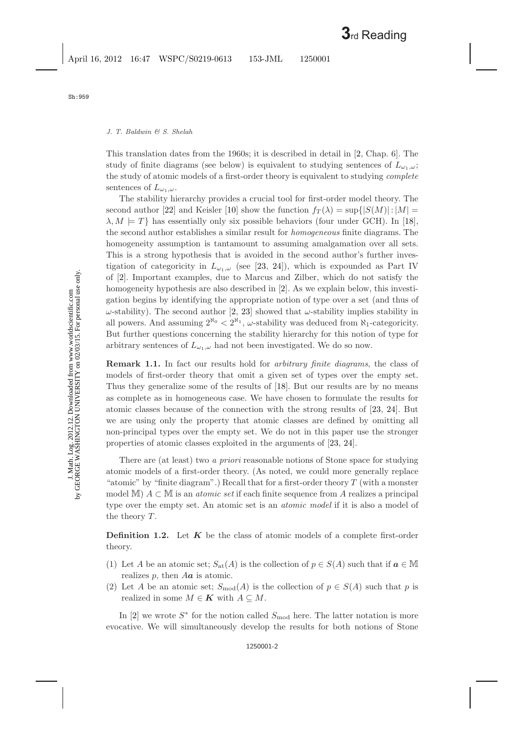This translation dates from the 1960s; it is described in detail in [2, Chap. 6]. The study of finite diagrams (see below) is equivalent to studying sentences of $L_{\omega_1,\omega}$; the study of atomic models of a first-order theory is equivalent to studying *complete* sentences of $L_{\omega_1,\omega}$.

The stability hierarchy provides a crucial tool for first-order model theory. The second author [22] and Keisler [10] show the function $f_T(\lambda) = \sup\{|S(M)| : |M| = \lambda, M \models T\}$ has essentially only six possible behaviors (four under GCH). In [18], the second author establishes a similar result for *homogeneous* finite diagrams. The homogeneity assumption is tantamount to assuming amalgamation over all sets. This is a strong hypothesis that is avoided in the second author's further investigation of categoricity in $L_{\omega_1,\omega}$ (see [23, 24]), which is expounded as Part IV of [2]. Important examples, due to Marcus and Zilber, which do not satisfy the homogeneity hypothesis are also described in [2]. As we explain below, this investigation begins by identifying the appropriate notion of type over a set (and thus of $\omega$-stability). The second author [2, 23] showed that $\omega$-stability implies stability in all powers. And assuming $2^{\aleph_0} < 2^{\aleph_1}$, $\omega$-stability was deduced from $\aleph_1$-categoricity. But further questions concerning the stability hierarchy for this notion of type for arbitrary sentences of $L_{\omega_1,\omega}$ had not been investigated. We do so now.

**Remark 1.1.** In fact our results hold for *arbitrary finite diagrams*, the class of models of first-order theory that omit a given set of types over the empty set. Thus they generalize some of the results of [18]. But our results are by no means as complete as in homogeneous case. We have chosen to formulate the results for atomic classes because of the connection with the strong results of [23, 24]. But we are using only the property that atomic classes are defined by omitting all non-principal types over the empty set. We do not in this paper use the stronger properties of atomic classes exploited in the arguments of [23, 24].

There are (at least) two *a priori* reasonable notions of Stone space for studying atomic models of a first-order theory. (As noted, we could more generally replace "atomic" by "finite diagram".) Recall that for a first-order theory $T$ (with a monster model $\mathbb{M}$) $A \subset \mathbb{M}$ is an *atomic set* if each finite sequence from $A$ realizes a principal type over the empty set. An atomic set is an *atomic model* if it is also a model of the theory $T$.

**Definition 1.2.** Let $\boldsymbol{K}$ be the class of atomic models of a complete first-order theory.

(1) Let $A$ be an atomic set; $S_{\mathrm{at}}(A)$ is the collection of $p \in S(A)$ such that if $\boldsymbol{a} \in \mathbb{M}$ realizes $p$, then $A\boldsymbol{a}$ is atomic.
(2) Let $A$ be an atomic set; $S_{\mathrm{mod}}(A)$ is the collection of $p \in S(A)$ such that $p$ is realized in some $M \in \boldsymbol{K}$ with $A \subseteq M$.

In [2] we wrote $S^*$ for the notion called $S_{\mathrm{mod}}$ here. The latter notation is more evocative. We will simultaneously develop the results for both notions of Stone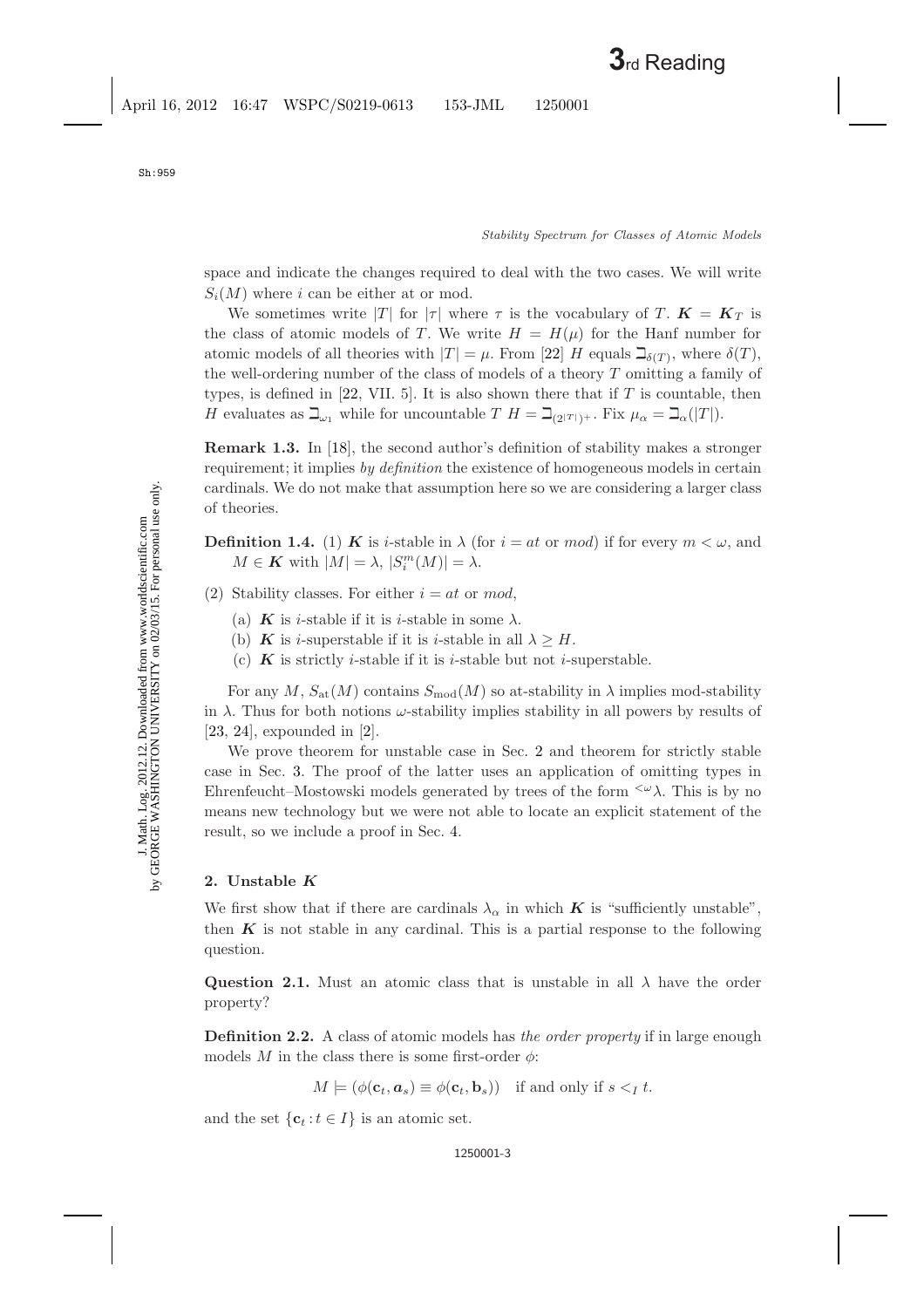space and indicate the changes required to deal with the two cases. We will write $S_i(M)$ where $i$ can be either at or mod.

We sometimes write $|T|$ for $|\tau|$ where $\tau$ is the vocabulary of $T$. $\boldsymbol{K} = \boldsymbol{K}_T$ is the class of atomic models of $T$. We write $H = H(\mu)$ for the Hanf number for atomic models of all theories with $|T| = \mu$. From [22] $H$ equals $\beth_{\delta(T)}$, where $\delta(T)$, the well-ordering number of the class of models of a theory $T$ omitting a family of types, is defined in [22, VII. 5]. It is also shown there that if $T$ is countable, then $H$ evaluates as $\beth_{\omega_1}$ while for uncountable $T$ $H = \beth_{(2^{|T|})^+}$. Fix $\mu_\alpha = \beth_\alpha(|T|)$.

**Remark 1.3.** In [18], the second author's definition of stability makes a stronger requirement; it implies *by definition* the existence of homogeneous models in certain cardinals. We do not make that assumption here so we are considering a larger class of theories.

**Definition 1.4.** (1) $\boldsymbol{K}$ is $i$-stable in $\lambda$ (for $i = at$ or $mod$) if for every $m < \omega$, and $M \in \boldsymbol{K}$ with $|M| = \lambda$, $|S_i^m(M)| = \lambda$.

(2) Stability classes. For either $i = at$ or $mod$,

(a) $\boldsymbol{K}$ is $i$-stable if it is $i$-stable in some $\lambda$.

(b) $\boldsymbol{K}$ is $i$-superstable if it is $i$-stable in all $\lambda \geq H$.

(c) $\boldsymbol{K}$ is strictly $i$-stable if it is $i$-stable but not $i$-superstable.

For any $M$, $S_{\rm at}(M)$ contains $S_{\rm mod}(M)$ so at-stability in $\lambda$ implies mod-stability in $\lambda$. Thus for both notions $\omega$-stability implies stability in all powers by results of [23, 24], expounded in [2].

We prove theorem for unstable case in Sec. 2 and theorem for strictly stable case in Sec. 3. The proof of the latter uses an application of omitting types in Ehrenfeucht–Mostowski models generated by trees of the form ${}^{<\omega}\lambda$. This is by no means new technology but we were not able to locate an explicit statement of the result, so we include a proof in Sec. 4.

## 2. Unstable $\boldsymbol{K}$

We first show that if there are cardinals $\lambda_\alpha$ in which $\boldsymbol{K}$ is "sufficiently unstable", then $\boldsymbol{K}$ is not stable in any cardinal. This is a partial response to the following question.

**Question 2.1.** Must an atomic class that is unstable in all $\lambda$ have the order property?

**Definition 2.2.** A class of atomic models has *the order property* if in large enough models $M$ in the class there is some first-order $\phi$:

$$M \models (\phi(\mathbf{c}_t, \boldsymbol{a}_s) \equiv \phi(\mathbf{c}_t, \mathbf{b}_s)) \quad \text{if and only if } s <_I t.$$

and the set $\{\mathbf{c}_t : t \in I\}$ is an atomic set.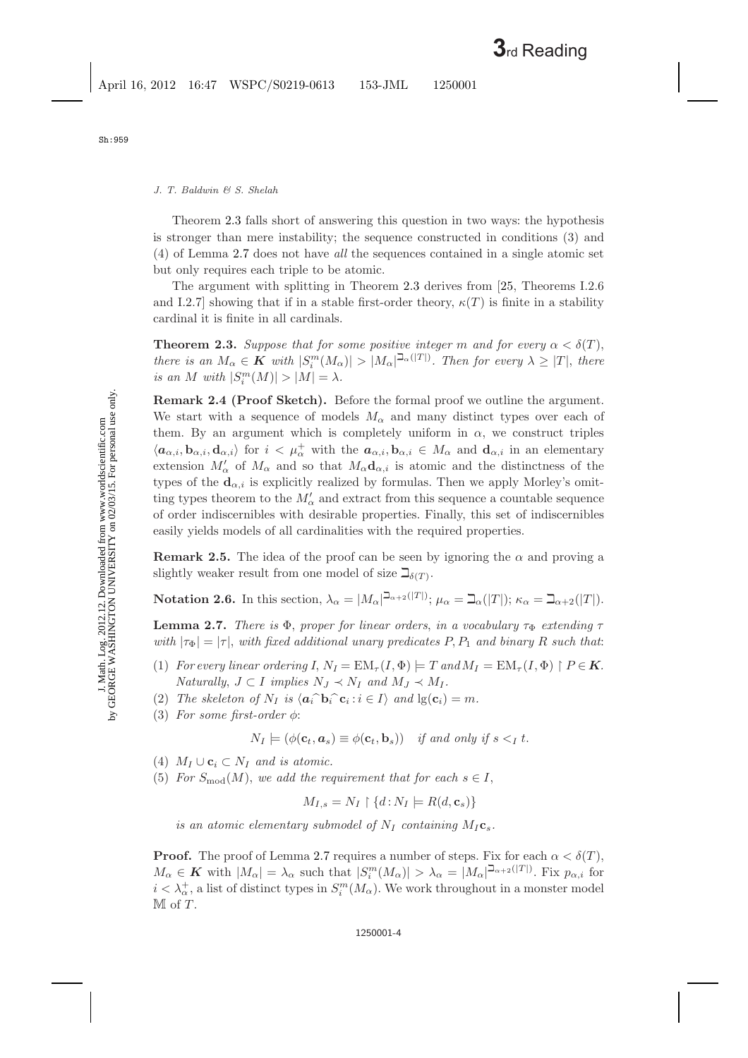Theorem 2.3 falls short of answering this question in two ways: the hypothesis is stronger than mere instability; the sequence constructed in conditions (3) and (4) of Lemma 2.7 does not have *all* the sequences contained in a single atomic set but only requires each triple to be atomic.

The argument with splitting in Theorem 2.3 derives from [25, Theorems I.2.6 and I.2.7] showing that if in a stable first-order theory, $\kappa(T)$ is finite in a stability cardinal it is finite in all cardinals.

**Theorem 2.3.** *Suppose that for some positive integer $m$ and for every $\alpha < \delta(T)$, there is an $M_\alpha \in \boldsymbol{K}$ with $|S_i^m(M_\alpha)| > |M_\alpha|^{\beth_\alpha(|T|)}$. Then for every $\lambda \geq |T|$, there is an $M$ with $|S_i^m(M)| > |M| = \lambda$.*

**Remark 2.4 (Proof Sketch).** Before the formal proof we outline the argument. We start with a sequence of models $M_\alpha$ and many distinct types over each of them. By an argument which is completely uniform in $\alpha$, we construct triples $\langle \boldsymbol{a}_{\alpha,i}, \mathbf{b}_{\alpha,i}, \mathbf{d}_{\alpha,i}\rangle$ for $i < \mu_\alpha^+$ with the $\boldsymbol{a}_{\alpha,i}, \mathbf{b}_{\alpha,i} \in M_\alpha$ and $\mathbf{d}_{\alpha,i}$ in an elementary extension $M'_\alpha$ of $M_\alpha$ and so that $M_\alpha \mathbf{d}_{\alpha,i}$ is atomic and the distinctness of the types of the $\mathbf{d}_{\alpha,i}$ is explicitly realized by formulas. Then we apply Morley's omitting types theorem to the $M'_\alpha$ and extract from this sequence a countable sequence of order indiscernibles with desirable properties. Finally, this set of indiscernibles easily yields models of all cardinalities with the required properties.

**Remark 2.5.** The idea of the proof can be seen by ignoring the $\alpha$ and proving a slightly weaker result from one model of size $\beth_{\delta(T)}$.

**Notation 2.6.** In this section, $\lambda_\alpha = |M_\alpha|^{\beth_{\alpha+2}(|T|)}$; $\mu_\alpha = \beth_\alpha(|T|)$; $\kappa_\alpha = \beth_{\alpha+2}(|T|)$.

**Lemma 2.7.** *There is $\Phi$, proper for linear orders, in a vocabulary $\tau_\Phi$ extending $\tau$ with $|\tau_\Phi| = |\tau|$, with fixed additional unary predicates $P, P_1$ and binary $R$ such that*:

1. *For every linear ordering $I$, $N_I = \mathrm{EM}_\tau(I, \Phi) \models T$ and $M_I = \mathrm{EM}_\tau(I, \Phi) \restriction P \in \boldsymbol{K}$. Naturally, $J \subset I$ implies $N_J \prec N_I$ and $M_J \prec M_I$.*
2. *The skeleton of $N_I$ is $\langle \boldsymbol{a}_i \hat{\ } \mathbf{b}_i \hat{\ } \mathbf{c}_i : i \in I\rangle$ and $\lg(\mathbf{c}_i) = m$.*
3. *For some first-order $\phi$*:
$$N_I \models (\phi(\mathbf{c}_t, \boldsymbol{a}_s) \equiv \phi(\mathbf{c}_t, \mathbf{b}_s)) \quad \textit{if and only if } s <_I t.$$
4. *$M_I \cup \mathbf{c}_i \subset N_I$ and is atomic.*
5. *For $S_{\mathrm{mod}}(M)$, we add the requirement that for each $s \in I$,*
$$M_{I,s} = N_I \restriction \{d : N_I \models R(d, \mathbf{c}_s)\}$$
*is an atomic elementary submodel of $N_I$ containing $M_I \mathbf{c}_s$.*

**Proof.** The proof of Lemma 2.7 requires a number of steps. Fix for each $\alpha < \delta(T)$, $M_\alpha \in \boldsymbol{K}$ with $|M_\alpha| = \lambda_\alpha$ such that $|S_i^m(M_\alpha)| > \lambda_\alpha = |M_\alpha|^{\beth_{\alpha+2}(|T|)}$. Fix $p_{\alpha,i}$ for $i < \lambda_\alpha^+$, a list of distinct types in $S_i^m(M_\alpha)$. We work throughout in a monster model $\mathbb{M}$ of $T$.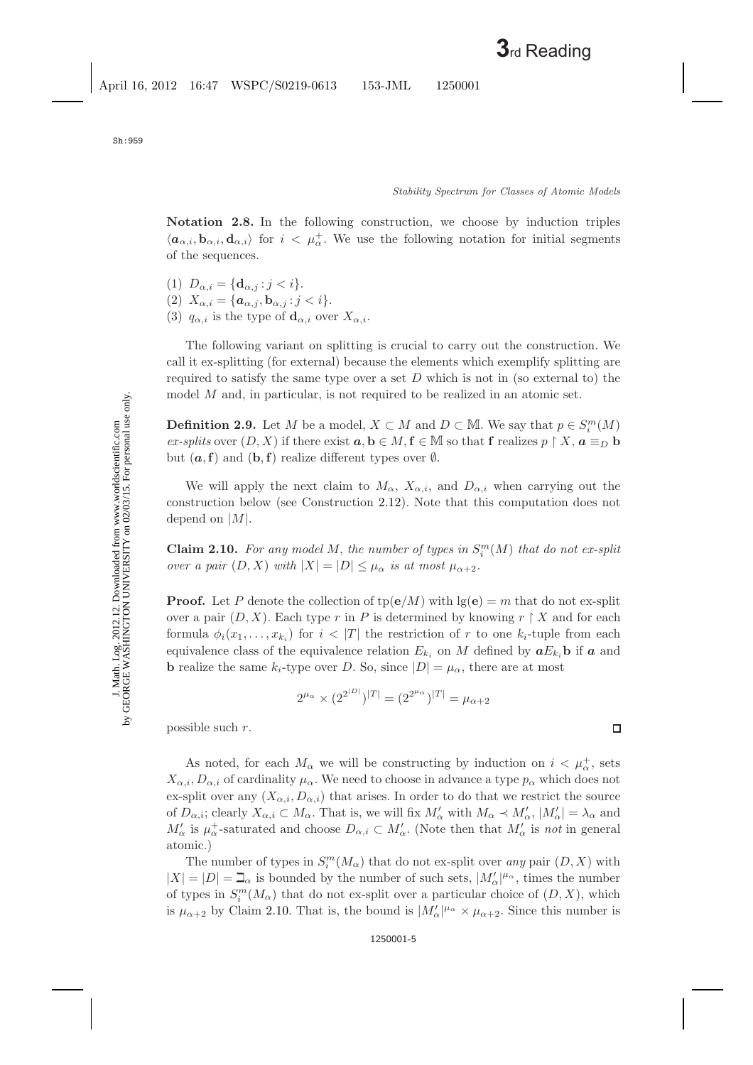**Notation 2.8.** In the following construction, we choose by induction triples $\langle \boldsymbol{a}_{\alpha,i}, \mathbf{b}_{\alpha,i}, \mathbf{d}_{\alpha,i}\rangle$ for $i < \mu_\alpha^+$. We use the following notation for initial segments of the sequences.

(1) $D_{\alpha,i} = \{\mathbf{d}_{\alpha,j} : j < i\}$.
(2) $X_{\alpha,i} = \{\boldsymbol{a}_{\alpha,j}, \mathbf{b}_{\alpha,j} : j < i\}$.
(3) $q_{\alpha,i}$ is the type of $\mathbf{d}_{\alpha,i}$ over $X_{\alpha,i}$.

The following variant on splitting is crucial to carry out the construction. We call it ex-splitting (for external) because the elements which exemplify splitting are required to satisfy the same type over a set $D$ which is not in (so external to) the model $M$ and, in particular, is not required to be realized in an atomic set.

**Definition 2.9.** Let $M$ be a model, $X \subset M$ and $D \subset \mathbb{M}$. We say that $p \in S_i^m(M)$ *ex-splits* over $(D, X)$ if there exist $\boldsymbol{a}, \mathbf{b} \in M, \mathbf{f} \in \mathbb{M}$ so that $\mathbf{f}$ realizes $p \restriction X$, $\boldsymbol{a} \equiv_D \mathbf{b}$ but $(\boldsymbol{a}, \mathbf{f})$ and $(\mathbf{b}, \mathbf{f})$ realize different types over $\emptyset$.

We will apply the next claim to $M_\alpha$, $X_{\alpha,i}$, and $D_{\alpha,i}$ when carrying out the construction below (see Construction 2.12). Note that this computation does not depend on $|M|$.

**Claim 2.10.** *For any model $M$, the number of types in $S_i^m(M)$ that do not ex-split over a pair $(D, X)$ with $|X| = |D| \leq \mu_\alpha$ is at most $\mu_{\alpha+2}$.*

**Proof.** Let $P$ denote the collection of $\text{tp}(\mathbf{e}/M)$ with $\lg(\mathbf{e}) = m$ that do not ex-split over a pair $(D, X)$. Each type $r$ in $P$ is determined by knowing $r \restriction X$ and for each formula $\phi_i(x_1, \ldots, x_{k_i})$ for $i < |T|$ the restriction of $r$ to one $k_i$-tuple from each equivalence class of the equivalence relation $E_{k_i}$ on $M$ defined by $\boldsymbol{a} E_{k_i} \mathbf{b}$ if $\boldsymbol{a}$ and $\mathbf{b}$ realize the same $k_i$-type over $D$. So, since $|D| = \mu_\alpha$, there are at most

$$2^{\mu_\alpha} \times (2^{2^{|D|}})^{|T|} = (2^{2^{\mu_\alpha}})^{|T|} = \mu_{\alpha+2}$$

possible such $r$. $\square$

As noted, for each $M_\alpha$ we will be constructing by induction on $i < \mu_\alpha^+$, sets $X_{\alpha,i}, D_{\alpha,i}$ of cardinality $\mu_\alpha$. We need to choose in advance a type $p_\alpha$ which does not ex-split over any $(X_{\alpha,i}, D_{\alpha,i})$ that arises. In order to do that we restrict the source of $D_{\alpha,i}$; clearly $X_{\alpha,i} \subset M_\alpha$. That is, we will fix $M'_\alpha$ with $M_\alpha \prec M'_\alpha$, $|M'_\alpha| = \lambda_\alpha$ and $M'_\alpha$ is $\mu_\alpha^+$-saturated and choose $D_{\alpha,i} \subset M'_\alpha$. (Note then that $M'_\alpha$ is *not* in general atomic.)

The number of types in $S_i^m(M_\alpha)$ that do not ex-split over *any* pair $(D, X)$ with $|X| = |D| = \beth_\alpha$ is bounded by the number of such sets, $|M'_\alpha|^{\mu_\alpha}$, times the number of types in $S_i^m(M_\alpha)$ that do not ex-split over a particular choice of $(D, X)$, which is $\mu_{\alpha+2}$ by Claim 2.10. That is, the bound is $|M'_\alpha|^{\mu_\alpha} \times \mu_{\alpha+2}$. Since this number is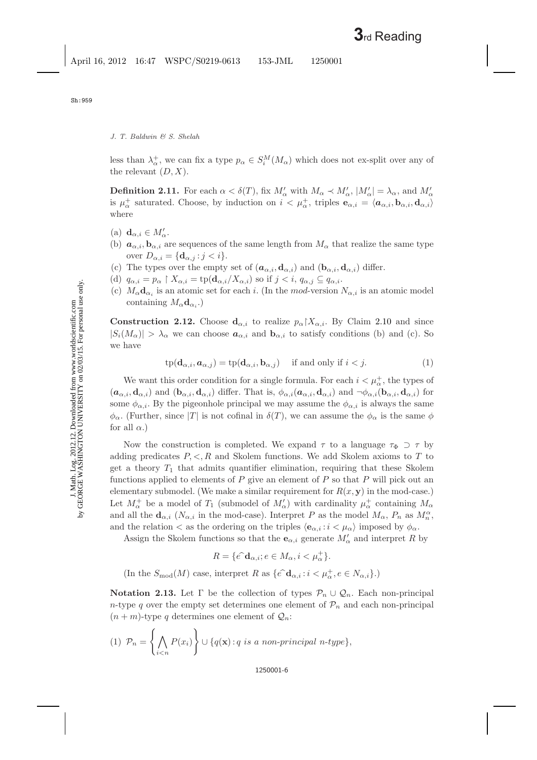less than $\lambda_\alpha^+$, we can fix a type $p_\alpha \in S_i^M(M_\alpha)$ which does not ex-split over any of the relevant $(D, X)$.

**Definition 2.11.** For each $\alpha < \delta(T)$, fix $M'_\alpha$ with $M_\alpha \prec M'_\alpha$, $|M'_\alpha| = \lambda_\alpha$, and $M'_\alpha$ is $\mu_\alpha^+$ saturated. Choose, by induction on $i < \mu_\alpha^+$, triples $\mathbf{e}_{\alpha,i} = \langle \boldsymbol{a}_{\alpha,i}, \mathbf{b}_{\alpha,i}, \mathbf{d}_{\alpha,i} \rangle$ where

(a) $\mathbf{d}_{\alpha,i} \in M'_\alpha$.
(b) $\boldsymbol{a}_{\alpha,i}, \mathbf{b}_{\alpha,i}$ are sequences of the same length from $M_\alpha$ that realize the same type over $D_{\alpha,i} = \{\mathbf{d}_{\alpha,j} : j < i\}$.
(c) The types over the empty set of $(\boldsymbol{a}_{\alpha,i}, \mathbf{d}_{\alpha,i})$ and $(\mathbf{b}_{\alpha,i}, \mathbf{d}_{\alpha,i})$ differ.
(d) $q_{\alpha,i} = p_\alpha \upharpoonright X_{\alpha,i} = \mathrm{tp}(\mathbf{d}_{\alpha,i}/X_{\alpha,i})$ so if $j < i$, $q_{\alpha,j} \subseteq q_{\alpha,i}$.
(c) $M_\alpha \mathbf{d}_{\alpha_i}$ is an atomic set for each $i$. (In the *mod*-version $N_{\alpha,i}$ is an atomic model containing $M_\alpha \mathbf{d}_{\alpha_i}$.)

**Construction 2.12.** Choose $\mathbf{d}_{\alpha,i}$ to realize $p_\alpha \upharpoonright X_{\alpha,i}$. By Claim 2.10 and since $|S_i(M_\alpha)| > \lambda_\alpha$ we can choose $\boldsymbol{a}_{\alpha,i}$ and $\mathbf{b}_{\alpha,i}$ to satisfy conditions (b) and (c). So we have

$$\mathrm{tp}(\mathbf{d}_{\alpha,i}, \boldsymbol{a}_{\alpha,j}) = \mathrm{tp}(\mathbf{d}_{\alpha,i}, \mathbf{b}_{\alpha,j}) \quad \text{if and only if } i < j. \tag{1}$$

We want this order condition for a single formula. For each $i < \mu_\alpha^+$, the types of $(\boldsymbol{a}_{\alpha,i}, \mathbf{d}_{\alpha,i})$ and $(\mathbf{b}_{\alpha,i}, \mathbf{d}_{\alpha,i})$ differ. That is, $\phi_{\alpha,i}(\boldsymbol{a}_{\alpha,i}, \mathbf{d}_{\alpha,i})$ and $\neg\phi_{\alpha,i}(\mathbf{b}_{\alpha,i}, \mathbf{d}_{\alpha,i})$ for some $\phi_{\alpha,i}$. By the pigeonhole principal we may assume the $\phi_{\alpha,i}$ is always the same $\phi_\alpha$. (Further, since $|T|$ is not cofinal in $\delta(T)$, we can assume the $\phi_\alpha$ is the same $\phi$ for all $\alpha$.)

Now the construction is completed. We expand $\tau$ to a language $\tau_\Phi \supset \tau$ by adding predicates $P, <, R$ and Skolem functions. We add Skolem axioms to $T$ to get a theory $T_1$ that admits quantifier elimination, requiring that these Skolem functions applied to elements of $P$ give an element of $P$ so that $P$ will pick out an elementary submodel. (We make a similar requirement for $R(x, \mathbf{y})$ in the mod-case.) Let $M_\alpha^+$ be a model of $T_1$ (submodel of $M'_\alpha$) with cardinality $\mu_\alpha^+$ containing $M_\alpha$ and all the $\mathbf{d}_{\alpha,i}$ ($N_{\alpha,i}$ in the mod-case). Interpret $P$ as the model $M_\alpha$, $P_n$ as $M_n^\alpha$, and the relation $<$ as the ordering on the triples $\langle \mathbf{e}_{\alpha,i} : i < \mu_\alpha \rangle$ imposed by $\phi_\alpha$.

Assign the Skolem functions so that the $\mathbf{e}_{\alpha,i}$ generate $M'_\alpha$ and interpret $R$ by

$$R = \{e\widehat{\ }\mathbf{d}_{\alpha,i}; e \in M_\alpha, i < \mu_\alpha^+\}.$$

(In the $S_{\mathrm{mod}}(M)$ case, interpret $R$ as $\{e\widehat{\ }\mathbf{d}_{\alpha,i} : i < \mu_\alpha^+, e \in N_{\alpha,i}\}$.)

**Notation 2.13.** Let $\Gamma$ be the collection of types $\mathcal{P}_n \cup \mathcal{Q}_n$. Each non-principal $n$-type $q$ over the empty set determines one element of $\mathcal{P}_n$ and each non-principal $(n+m)$-type $q$ determines one element of $\mathcal{Q}_n$:

(1) $\mathcal{P}_n = \left\{ \bigwedge_{i<n} P(x_i) \right\} \cup \{q(\mathbf{x}) : q \textit{ is a non-principal n-type}\}$,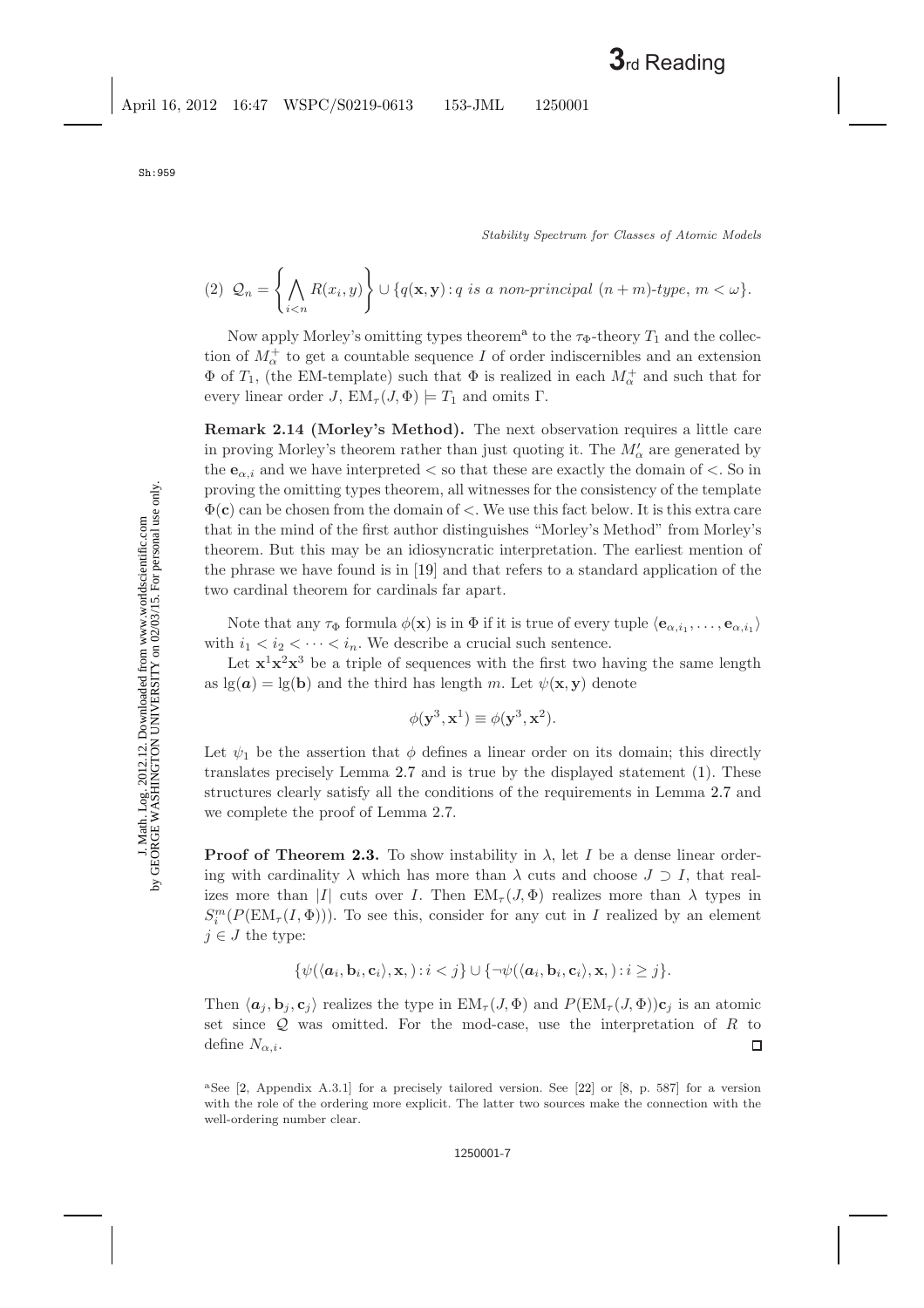(2) $\mathcal{Q}_n = \left\{ \bigwedge_{i<n} R(x_i, y) \right\} \cup \{q(\mathbf{x}, \mathbf{y}) : q \textit{ is a non-principal } (n+m)\textit{-type}, m < \omega\}.$

Now apply Morley's omitting types theorem[a] to the $\tau_\Phi$-theory $T_1$ and the collection of $M^+_\alpha$ to get a countable sequence $I$ of order indiscernibles and an extension $\Phi$ of $T_1$, (the EM-template) such that $\Phi$ is realized in each $M^+_\alpha$ and such that for every linear order $J$, $\mathrm{EM}_\tau(J, \Phi) \models T_1$ and omits $\Gamma$.

**Remark 2.14 (Morley's Method).** The next observation requires a little care in proving Morley's theorem rather than just quoting it. The $M'_\alpha$ are generated by the $\mathbf{e}_{\alpha,i}$ and we have interpreted $<$ so that these are exactly the domain of $<$. So in proving the omitting types theorem, all witnesses for the consistency of the template $\Phi(\mathbf{c})$ can be chosen from the domain of $<$. We use this fact below. It is this extra care that in the mind of the first author distinguishes "Morley's Method" from Morley's theorem. But this may be an idiosyncratic interpretation. The earliest mention of the phrase we have found is in [19] and that refers to a standard application of the two cardinal theorem for cardinals far apart.

Note that any $\tau_\Phi$ formula $\phi(\mathbf{x})$ is in $\Phi$ if it is true of every tuple $\langle \mathbf{e}_{\alpha,i_1}, \ldots, \mathbf{e}_{\alpha,i_1} \rangle$ with $i_1 < i_2 < \cdots < i_n$. We describe a crucial such sentence.

Let $\mathbf{x}^1\mathbf{x}^2\mathbf{x}^3$ be a triple of sequences with the first two having the same length as $\lg(\boldsymbol{a}) = \lg(\mathbf{b})$ and the third has length $m$. Let $\psi(\mathbf{x}, \mathbf{y})$ denote

$$\phi(\mathbf{y}^3, \mathbf{x}^1) \equiv \phi(\mathbf{y}^3, \mathbf{x}^2).$$

Let $\psi_1$ be the assertion that $\phi$ defines a linear order on its domain; this directly translates precisely Lemma 2.7 and is true by the displayed statement (1). These structures clearly satisfy all the conditions of the requirements in Lemma 2.7 and we complete the proof of Lemma 2.7.

**Proof of Theorem 2.3.** To show instability in $\lambda$, let $I$ be a dense linear ordering with cardinality $\lambda$ which has more than $\lambda$ cuts and choose $J \supset I$, that realizes more than $|I|$ cuts over $I$. Then $\mathrm{EM}_\tau(J, \Phi)$ realizes more than $\lambda$ types in $S^m_i(P(\mathrm{EM}_\tau(I, \Phi)))$. To see this, consider for any cut in $I$ realized by an element $j \in J$ the type:

$$\{\psi(\langle \boldsymbol{a}_i, \mathbf{b}_i, \mathbf{c}_i \rangle, \mathbf{x}, ) : i < j\} \cup \{\neg\psi(\langle \boldsymbol{a}_i, \mathbf{b}_i, \mathbf{c}_i \rangle, \mathbf{x}, ) : i \geq j\}.$$

Then $\langle \boldsymbol{a}_j, \mathbf{b}_j, \mathbf{c}_j \rangle$ realizes the type in $\mathrm{EM}_\tau(J, \Phi)$ and $P(\mathrm{EM}_\tau(J, \Phi))\mathbf{c}_j$ is an atomic set since $\mathcal{Q}$ was omitted. For the mod-case, use the interpretation of $R$ to define $N_{\alpha,i}$. □

[a]See [2, Appendix A.3.1] for a precisely tailored version. See [22] or [8, p. 587] for a version with the role of the ordering more explicit. The latter two sources make the connection with the well-ordering number clear.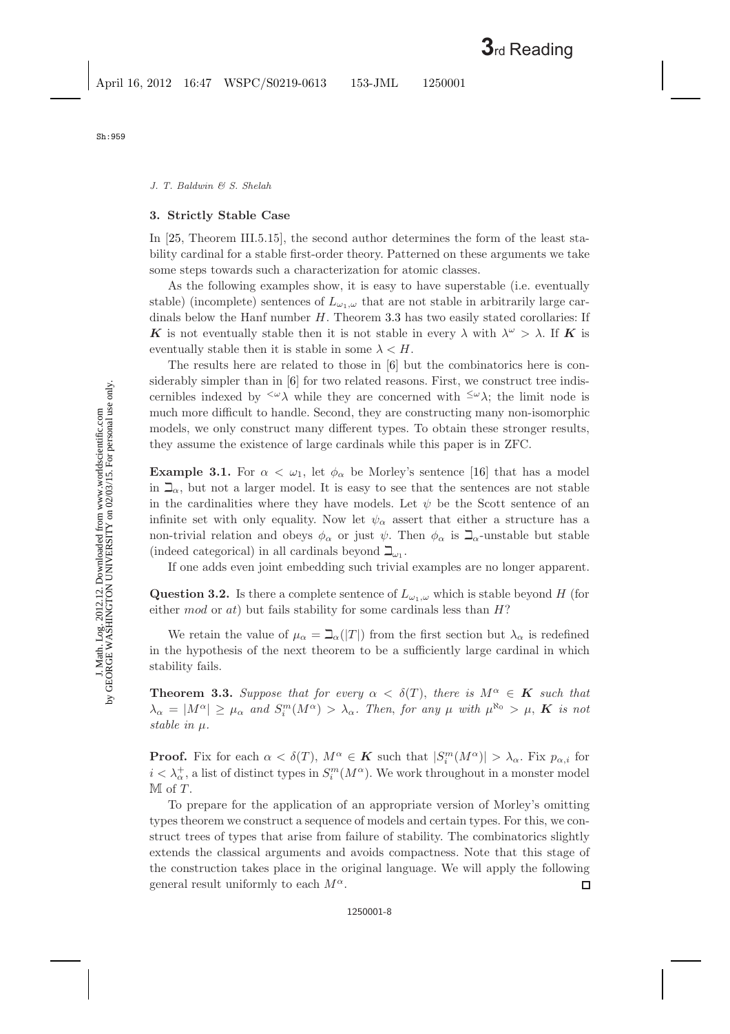## 3. Strictly Stable Case

In [25, Theorem III.5.15], the second author determines the form of the least stability cardinal for a stable first-order theory. Patterned on these arguments we take some steps towards such a characterization for atomic classes.

As the following examples show, it is easy to have superstable (i.e. eventually stable) (incomplete) sentences of $L_{\omega_1,\omega}$ that are not stable in arbitrarily large cardinals below the Hanf number $H$. Theorem 3.3 has two easily stated corollaries: If $\boldsymbol{K}$ is not eventually stable then it is not stable in every $\lambda$ with $\lambda^\omega > \lambda$. If $\boldsymbol{K}$ is eventually stable then it is stable in some $\lambda < H$.

The results here are related to those in [6] but the combinatorics here is considerably simpler than in [6] for two related reasons. First, we construct tree indiscernibles indexed by ${}^{<\omega}\lambda$ while they are concerned with ${}^{\leq\omega}\lambda$; the limit node is much more difficult to handle. Second, they are constructing many non-isomorphic models, we only construct many different types. To obtain these stronger results, they assume the existence of large cardinals while this paper is in ZFC.

**Example 3.1.** For $\alpha < \omega_1$, let $\phi_\alpha$ be Morley's sentence [16] that has a model in $\beth_\alpha$, but not a larger model. It is easy to see that the sentences are not stable in the cardinalities where they have models. Let $\psi$ be the Scott sentence of an infinite set with only equality. Now let $\psi_\alpha$ assert that either a structure has a non-trivial relation and obeys $\phi_\alpha$ or just $\psi$. Then $\phi_\alpha$ is $\beth_\alpha$-unstable but stable (indeed categorical) in all cardinals beyond $\beth_{\omega_1}$.

If one adds even joint embedding such trivial examples are no longer apparent.

**Question 3.2.** Is there a complete sentence of $L_{\omega_1,\omega}$ which is stable beyond $H$ (for either *mod* or *at*) but fails stability for some cardinals less than $H$?

We retain the value of $\mu_\alpha = \beth_\alpha(|T|)$ from the first section but $\lambda_\alpha$ is redefined in the hypothesis of the next theorem to be a sufficiently large cardinal in which stability fails.

**Theorem 3.3.** *Suppose that for every $\alpha < \delta(T)$, there is $M^\alpha \in \boldsymbol{K}$ such that $\lambda_\alpha = |M^\alpha| \geq \mu_\alpha$ and $S_i^m(M^\alpha) > \lambda_\alpha$. Then, for any $\mu$ with $\mu^{\aleph_0} > \mu$, $\boldsymbol{K}$ is not stable in $\mu$.*

**Proof.** Fix for each $\alpha < \delta(T)$, $M^\alpha \in \boldsymbol{K}$ such that $|S_i^m(M^\alpha)| > \lambda_\alpha$. Fix $p_{\alpha,i}$ for $i < \lambda_\alpha^+$, a list of distinct types in $S_i^m(M^\alpha)$. We work throughout in a monster model $\mathbb{M}$ of $T$.

To prepare for the application of an appropriate version of Morley's omitting types theorem we construct a sequence of models and certain types. For this, we construct trees of types that arise from failure of stability. The combinatorics slightly extends the classical arguments and avoids compactness. Note that this stage of the construction takes place in the original language. We will apply the following general result uniformly to each $M^\alpha$. □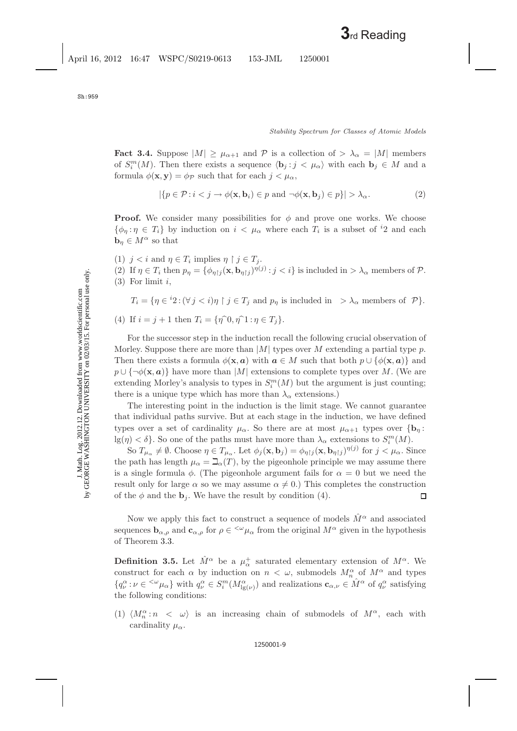**Fact 3.4.** Suppose $|M| \geq \mu_{\alpha+1}$ and $\mathcal{P}$ is a collection of $> \lambda_\alpha = |M|$ members of $S^m_i(M)$. Then there exists a sequence $\langle \mathbf{b}_j : j < \mu_\alpha \rangle$ with each $\mathbf{b}_j \in M$ and a formula $\phi(\mathbf{x}, \mathbf{y}) = \phi_{\mathcal{P}}$ such that for each $j < \mu_\alpha$,

$$|\{p \in \mathcal{P} : i < j \to \phi(\mathbf{x}, \mathbf{b}_i) \in p \text{ and } \neg\phi(\mathbf{x}, \mathbf{b}_j) \in p\}| > \lambda_\alpha. \tag{2}$$

**Proof.** We consider many possibilities for $\phi$ and prove one works. We choose $\{\phi_\eta : \eta \in T_i\}$ by induction on $i < \mu_\alpha$ where each $T_i$ is a subset of ${}^i 2$ and each $\mathbf{b}_\eta \in M^\alpha$ so that

(1) $j < i$ and $\eta \in T_i$ implies $\eta \restriction j \in T_j$.

(2) If $\eta \in T_i$ then $p_\eta = \{\phi_{\eta\restriction j}(\mathbf{x}, \mathbf{b}_{\eta\restriction j})^{\eta(j)} : j < i\}$ is included in $> \lambda_\alpha$ members of $\mathcal{P}$.

(3) For limit $i$,

$$T_i = \{\eta \in {}^i 2 : (\forall j < i)\eta \restriction j \in T_j \text{ and } p_\eta \text{ is included in } > \lambda_\alpha \text{ members of } \mathcal{P}\}.$$

(4) If $i = j + 1$ then $T_i = \{\eta\hat{\ }0, \eta\hat{\ }1 : \eta \in T_j\}$.

For the successor step in the induction recall the following crucial observation of Morley. Suppose there are more than $|M|$ types over $M$ extending a partial type $p$. Then there exists a formula $\phi(\mathbf{x}, \boldsymbol{a})$ with $\boldsymbol{a} \in M$ such that both $p \cup \{\phi(\mathbf{x}, \boldsymbol{a})\}$ and $p \cup \{\neg\phi(\mathbf{x}, \boldsymbol{a})\}$ have more than $|M|$ extensions to complete types over $M$. (We are extending Morley's analysis to types in $S^m_i(M)$ but the argument is just counting; there is a unique type which has more than $\lambda_\alpha$ extensions.)

The interesting point in the induction is the limit stage. We cannot guarantee that individual paths survive. But at each stage in the induction, we have defined types over a set of cardinality $\mu_\alpha$. So there are at most $\mu_{\alpha+1}$ types over $\{\mathbf{b}_\eta : \lg(\eta) < \delta\}$. So one of the paths must have more than $\lambda_\alpha$ extensions to $S^m_i(M)$.

So $T_{\mu_\alpha} \neq \emptyset$. Choose $\eta \in T_{\mu_\alpha}$. Let $\phi_j(\mathbf{x}, \mathbf{b}_j) = \phi_{\eta\restriction j}(\mathbf{x}, \mathbf{b}_{\eta\restriction j})^{\eta(j)}$ for $j < \mu_\alpha$. Since the path has length $\mu_\alpha = \beth_\alpha(T)$, by the pigeonhole principle we may assume there is a single formula $\phi$. (The pigeonhole argument fails for $\alpha = 0$ but we need the result only for large $\alpha$ so we may assume $\alpha \neq 0$.) This completes the construction of the $\phi$ and the $\mathbf{b}_j$. We have the result by condition (4). $\square$

Now we apply this fact to construct a sequence of models $\hat{M}^\alpha$ and associated sequences $\mathbf{b}_{\alpha,\rho}$ and $\mathbf{c}_{\alpha,\rho}$ for $\rho \in {}^{<\omega}\mu_\alpha$ from the original $M^\alpha$ given in the hypothesis of Theorem 3.3.

**Definition 3.5.** Let $\hat{M}^\alpha$ be a $\mu_\alpha^+$ saturated elementary extension of $M^\alpha$. We construct for each $\alpha$ by induction on $n < \omega$, submodels $M^\alpha_n$ of $M^\alpha$ and types $\{q^\alpha_\nu : \nu \in {}^{<\omega}\mu_\alpha\}$ with $q^\alpha_\nu \in S^m_i(M^\alpha_{\lg(\nu)})$ and realizations $\mathbf{c}_{\alpha,\nu} \in \hat{M}^\alpha$ of $q^\alpha_\nu$ satisfying the following conditions:

(1) $\langle M^\alpha_n : n < \omega \rangle$ is an increasing chain of submodels of $M^\alpha$, each with cardinality $\mu_\alpha$.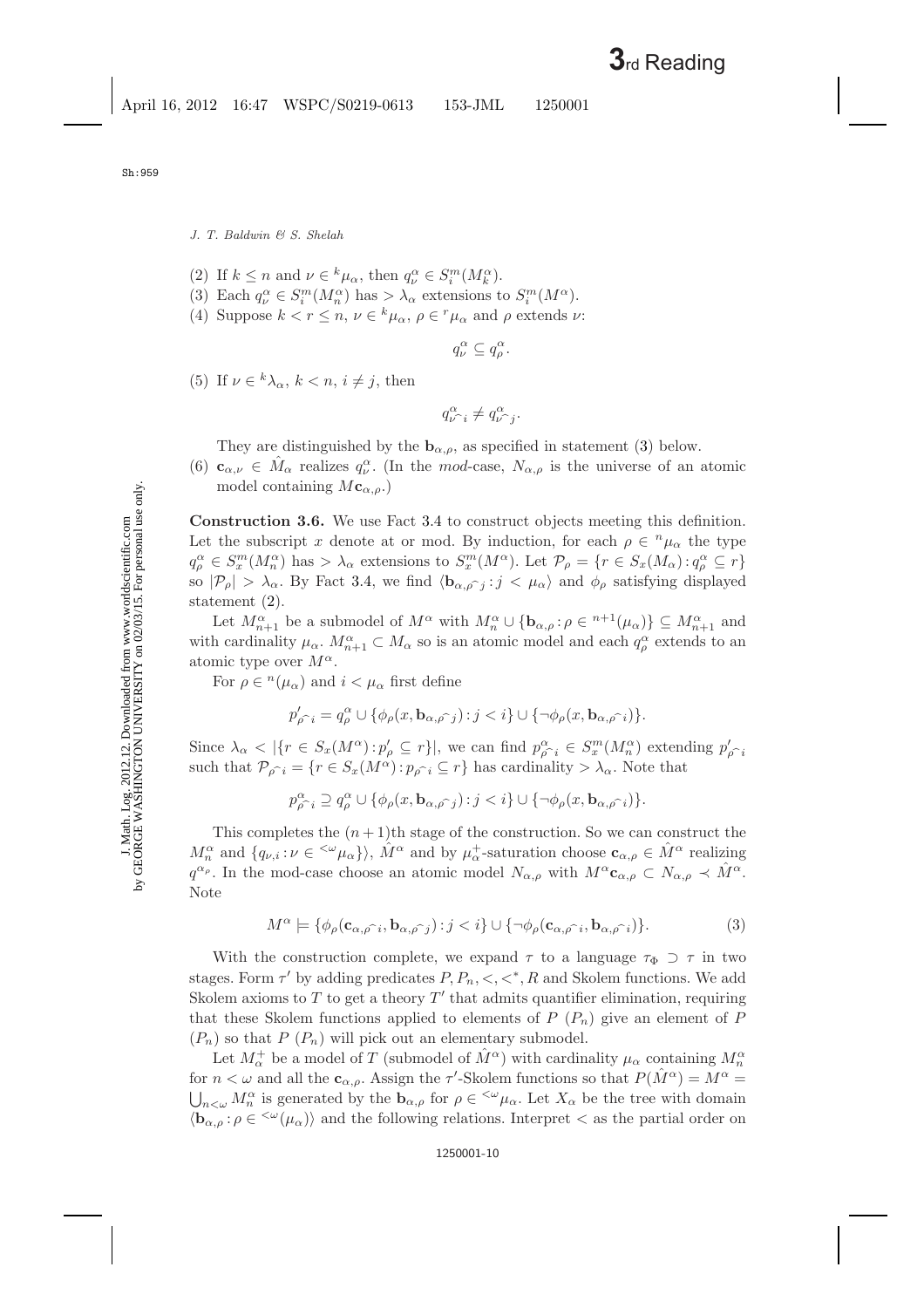(2) If $k \leq n$ and $\nu \in {}^k\mu_\alpha$, then $q^\alpha_\nu \in S^m_i(M^\alpha_k)$.

(3) Each $q^\alpha_\nu \in S^m_i(M^\alpha_n)$ has $> \lambda_\alpha$ extensions to $S^m_i(M^\alpha)$.

(4) Suppose $k < r \leq n$, $\nu \in {}^k\mu_\alpha$, $\rho \in {}^r\mu_\alpha$ and $\rho$ extends $\nu$:

$$q^\alpha_\nu \subseteq q^\alpha_\rho.$$

(5) If $\nu \in {}^k\lambda_\alpha$, $k < n$, $i \neq j$, then

$$q^\alpha_{\nu\frown i} \neq q^\alpha_{\nu\frown j}.$$

They are distinguished by the $\mathbf{b}_{\alpha,\rho}$, as specified in statement (3) below.

(6) $\mathbf{c}_{\alpha,\nu} \in \hat{M}_\alpha$ realizes $q^\alpha_\nu$. (In the *mod*-case, $N_{\alpha,\rho}$ is the universe of an atomic model containing $M\mathbf{c}_{\alpha,\rho}$.)

**Construction 3.6.** We use Fact 3.4 to construct objects meeting this definition. Let the subscript $x$ denote at or mod. By induction, for each $\rho \in {}^n\mu_\alpha$ the type $q^\alpha_\rho \in S^m_x(M^\alpha_n)$ has $> \lambda_\alpha$ extensions to $S^m_x(M^\alpha)$. Let $\mathcal{P}_\rho = \{r \in S_x(M_\alpha) : q^\alpha_\rho \subseteq r\}$ so $|\mathcal{P}_\rho| > \lambda_\alpha$. By Fact 3.4, we find $\langle \mathbf{b}_{\alpha,\rho\frown j} : j < \mu_\alpha\rangle$ and $\phi_\rho$ satisfying displayed statement (2).

Let $M^\alpha_{n+1}$ be a submodel of $M^\alpha$ with $M^\alpha_n \cup \{\mathbf{b}_{\alpha,\rho} : \rho \in {}^{n+1}(\mu_\alpha)\} \subseteq M^\alpha_{n+1}$ and with cardinality $\mu_\alpha$. $M^\alpha_{n+1} \subset M_\alpha$ so is an atomic model and each $q^\alpha_\rho$ extends to an atomic type over $M^\alpha$.

For $\rho \in {}^n(\mu_\alpha)$ and $i < \mu_\alpha$ first define

$$p'_{\rho\frown i} = q^\alpha_\rho \cup \{\phi_\rho(x, \mathbf{b}_{\alpha,\rho\frown j}) : j < i\} \cup \{\neg\phi_\rho(x, \mathbf{b}_{\alpha,\rho\frown i})\}.$$

Since $\lambda_\alpha < |\{r \in S_x(M^\alpha) : p'_\rho \subseteq r\}|$, we can find $p^\alpha_{\rho\frown i} \in S^m_x(M^\alpha_n)$ extending $p'_{\rho\frown i}$ such that $\mathcal{P}_{\rho\frown i} = \{r \in S_x(M^\alpha) : p_{\rho\frown i} \subseteq r\}$ has cardinality $> \lambda_\alpha$. Note that

$$p^\alpha_{\rho\frown i} \supseteq q^\alpha_\rho \cup \{\phi_\rho(x, \mathbf{b}_{\alpha,\rho\frown j}) : j < i\} \cup \{\neg\phi_\rho(x, \mathbf{b}_{\alpha,\rho\frown i})\}.$$

This completes the $(n+1)$th stage of the construction. So we can construct the $M^\alpha_n$ and $\{q_{\nu,i} : \nu \in {}^{<\omega}\mu_\alpha\}\rangle$, $\hat{M}^\alpha$ and by $\mu^+_\alpha$-saturation choose $\mathbf{c}_{\alpha,\rho} \in \hat{M}^\alpha$ realizing $q^{\alpha_\rho}$. In the mod-case choose an atomic model $N_{\alpha,\rho}$ with $M^\alpha\mathbf{c}_{\alpha,\rho} \subset N_{\alpha,\rho} \prec \hat{M}^\alpha$. Note

$$M^\alpha \models \{\phi_\rho(\mathbf{c}_{\alpha,\rho\frown i}, \mathbf{b}_{\alpha,\rho\frown j}) : j < i\} \cup \{\neg\phi_\rho(\mathbf{c}_{\alpha,\rho\frown i}, \mathbf{b}_{\alpha,\rho\frown i})\}. \tag{3}$$

With the construction complete, we expand $\tau$ to a language $\tau_\Phi \supset \tau$ in two stages. Form $\tau'$ by adding predicates $P, P_n, <, <^*, R$ and Skolem functions. We add Skolem axioms to $T$ to get a theory $T'$ that admits quantifier elimination, requiring that these Skolem functions applied to elements of $P$ ($P_n$) give an element of $P$ ($P_n$) so that $P$ ($P_n$) will pick out an elementary submodel.

Let $M^+_\alpha$ be a model of $T$ (submodel of $\hat{M}^\alpha$) with cardinality $\mu_\alpha$ containing $M^\alpha_n$ for $n < \omega$ and all the $\mathbf{c}_{\alpha,\rho}$. Assign the $\tau'$-Skolem functions so that $P(\hat{M}^\alpha) = M^\alpha = \bigcup_{n<\omega} M^\alpha_n$ is generated by the $\mathbf{b}_{\alpha,\rho}$ for $\rho \in {}^{<\omega}\mu_\alpha$. Let $X_\alpha$ be the tree with domain $\langle \mathbf{b}_{\alpha,\rho} : \rho \in {}^{<\omega}(\mu_\alpha)\rangle$ and the following relations. Interpret $<$ as the partial order on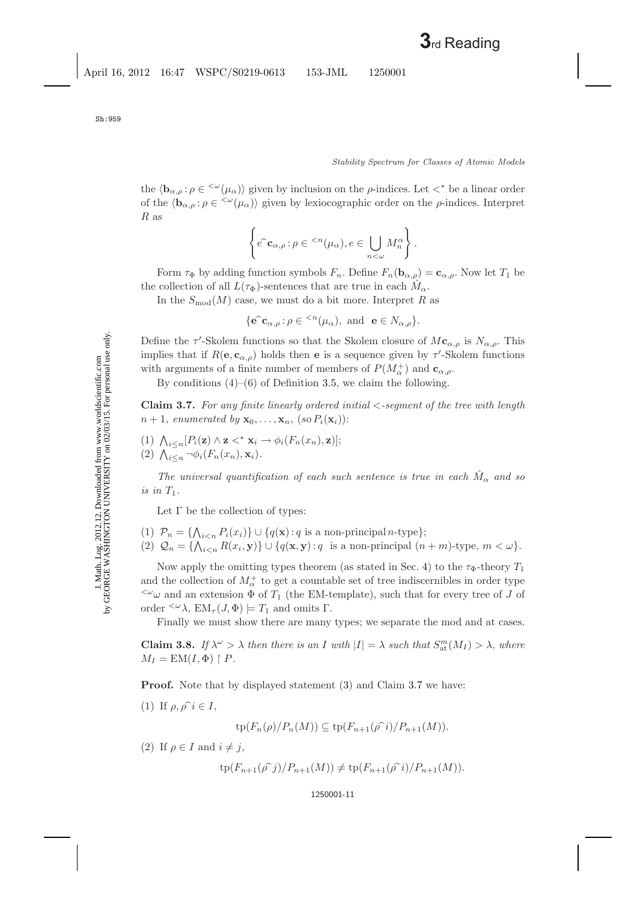the $\langle \mathbf{b}_{\alpha,\rho} : \rho \in {}^{<\omega}(\mu_\alpha)\rangle$ given by inclusion on the $\rho$-indices. Let $<^*$ be a linear order of the $\langle \mathbf{b}_{\alpha,\rho} : \rho \in {}^{<\omega}(\mu_\alpha)\rangle$ given by lexiocographic order on the $\rho$-indices. Interpret $R$ as

$$\left\{ e\widehat{\ }\mathbf{c}_{\alpha,\rho} : \rho \in {}^{<n}(\mu_\alpha), e \in \bigcup_{n<\omega} M_n^\alpha \right\}.$$

Form $\tau_\Phi$ by adding function symbols $F_n$. Define $F_n(\mathbf{b}_{\alpha,\rho}) = \mathbf{c}_{\alpha,\rho}$. Now let $T_1$ be the collection of all $L(\tau_\Phi)$-sentences that are true in each $\hat{M}_\alpha$.

In the $S_{\text{mod}}(M)$ case, we must do a bit more. Interpret $R$ as

$$\{\mathbf{e}\widehat{\ }\mathbf{c}_{\alpha,\rho} : \rho \in {}^{<n}(\mu_\alpha), \text{ and } \mathbf{e} \in N_{\alpha,\rho}\}.$$

Define the $\tau'$-Skolem functions so that the Skolem closure of $M\mathbf{c}_{\alpha,\rho}$ is $N_{\alpha,\rho}$. This implies that if $R(\mathbf{e}, \mathbf{c}_{\alpha,\rho})$ holds then $\mathbf{e}$ is a sequence given by $\tau'$-Skolem functions with arguments of a finite number of members of $P(M_\alpha^+)$ and $\mathbf{c}_{\alpha,\rho}$.

By conditions (4)–(6) of Definition 3.5, we claim the following.

**Claim 3.7.** *For any finite linearly ordered initial $<$-segment of the tree with length $n+1$, enumerated by $\mathbf{x}_0, \ldots, \mathbf{x}_n$, (so $P_i(\mathbf{x}_i)$):*

(1) $\bigwedge_{i \le n} [P_i(\mathbf{z}) \wedge \mathbf{z} <^* \mathbf{x}_i \rightarrow \phi_i(F_n(x_n), \mathbf{z})]$;
(2) $\bigwedge_{i \le n} \neg \phi_i(F_n(x_n), \mathbf{x}_i)$.

*The universal quantification of each such sentence is true in each $\hat{M}_\alpha$ and so is in $T_1$.*

Let $\Gamma$ be the collection of types:

(1) $\mathcal{P}_n = \{\bigwedge_{i<n} P_i(x_i)\} \cup \{q(\mathbf{x}) : q \text{ is a non-principal } n\text{-type}\}$;
(2) $\mathcal{Q}_n = \{\bigwedge_{i<n} R(x_i, \mathbf{y})\} \cup \{q(\mathbf{x}, \mathbf{y}) : q \text{ is a non-principal } (n+m)\text{-type}, m < \omega\}$.

Now apply the omitting types theorem (as stated in Sec. 4) to the $\tau_\Phi$-theory $T_1$ and the collection of $M_\alpha^+$ to get a countable set of tree indiscernibles in order type ${}^{<\omega}\omega$ and an extension $\Phi$ of $T_1$ (the EM-template), such that for every tree of $J$ of order ${}^{<\omega}\lambda$, $\text{EM}_\tau(J, \Phi) \models T_1$ and omits $\Gamma$.

Finally we must show there are many types; we separate the mod and at cases.

**Claim 3.8.** *If $\lambda^\omega > \lambda$ then there is an $I$ with $|I| = \lambda$ such that $S_{\text{at}}^m(M_I) > \lambda$, where $M_I = \text{EM}(I, \Phi) \restriction P$.*

**Proof.** Note that by displayed statement (3) and Claim 3.7 we have:

(1) If $\rho, \rho\widehat{\ }i \in I$,

$$\text{tp}(F_n(\rho)/P_n(M)) \subseteq \text{tp}(F_{n+1}(\rho\widehat{\ }i)/P_{n+1}(M)).$$

(2) If $\rho \in I$ and $i \neq j$,

$$\text{tp}(F_{n+1}(\rho\widehat{\ }j)/P_{n+1}(M)) \neq \text{tp}(F_{n+1}(\rho\widehat{\ }i)/P_{n+1}(M)).$$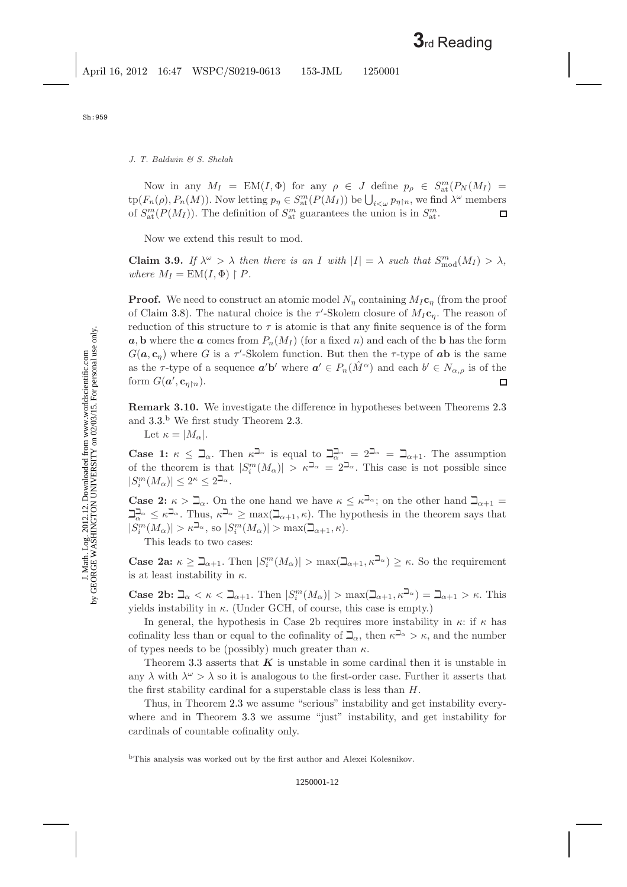Now in any $M_I = \mathrm{EM}(I, \Phi)$ for any $\rho \in J$ define $p_\rho \in S^m_{\mathrm{at}}(P_N(M_I)) = \mathrm{tp}(F_n(\rho), P_n(M))$. Now letting $p_\eta \in S^m_{\mathrm{at}}(P(M_I))$ be $\bigcup_{i<\omega} p_{\eta\restriction n}$, we find $\lambda^\omega$ members of $S^m_{\mathrm{at}}(P(M_I))$. The definition of $S^m_{\mathrm{at}}$ guarantees the union is in $S^m_{\mathrm{at}}$. □

Now we extend this result to mod.

**Claim 3.9.** *If $\lambda^\omega > \lambda$ then there is an $I$ with $|I| = \lambda$ such that $S^m_{\mathrm{mod}}(M_I) > \lambda$, where $M_I = \mathrm{EM}(I, \Phi) \restriction P$.*

**Proof.** We need to construct an atomic model $N_\eta$ containing $M_I \mathbf{c}_\eta$ (from the proof of Claim 3.8). The natural choice is the $\tau'$-Skolem closure of $M_I \mathbf{c}_\eta$. The reason of reduction of this structure to $\tau$ is atomic is that any finite sequence is of the form $\boldsymbol{a}, \mathbf{b}$ where the $\boldsymbol{a}$ comes from $P_n(M_I)$ (for a fixed $n$) and each of the $\mathbf{b}$ has the form $G(\boldsymbol{a}, \mathbf{c}_\eta)$ where $G$ is a $\tau'$-Skolem function. But then the $\tau$-type of $\boldsymbol{a}\mathbf{b}$ is the same as the $\tau$-type of a sequence $\boldsymbol{a}'\mathbf{b}'$ where $\boldsymbol{a}' \in P_n(\hat{M}^\alpha)$ and each $b' \in N_{\alpha,\rho}$ is of the form $G(\boldsymbol{a}', \mathbf{c}_{\eta\restriction n})$. □

**Remark 3.10.** We investigate the difference in hypotheses between Theorems 2.3 and 3.3.[b] We first study Theorem 2.3.

Let $\kappa = |M_\alpha|$.

**Case 1:** $\kappa \leq \beth_\alpha$. Then $\kappa^{\beth_\alpha}$ is equal to $\beth_\alpha^{\beth_\alpha} = 2^{\beth_\alpha} = \beth_{\alpha+1}$. The assumption of the theorem is that $|S^m_i(M_\alpha)| > \kappa^{\beth_\alpha} = 2^{\beth_\alpha}$. This case is not possible since $|S^m_i(M_\alpha)| \leq 2^\kappa \leq 2^{\beth_\alpha}$.

**Case 2:** $\kappa > \beth_\alpha$. On the one hand we have $\kappa \leq \kappa^{\beth_\alpha}$; on the other hand $\beth_{\alpha+1} = \beth_\alpha^{\beth_\alpha} \leq \kappa^{\beth_\alpha}$. Thus, $\kappa^{\beth_\alpha} \geq \max(\beth_{\alpha+1}, \kappa)$. The hypothesis in the theorem says that $|S^m_i(M_\alpha)| > \kappa^{\beth_\alpha}$, so $|S^m_i(M_\alpha)| > \max(\beth_{\alpha+1}, \kappa)$.

This leads to two cases:

**Case 2a:** $\kappa \geq \beth_{\alpha+1}$. Then $|S^m_i(M_\alpha)| > \max(\beth_{\alpha+1}, \kappa^{\beth_\alpha}) \geq \kappa$. So the requirement is at least instability in $\kappa$.

**Case 2b:** $\beth_\alpha < \kappa < \beth_{\alpha+1}$. Then $|S^m_i(M_\alpha)| > \max(\beth_{\alpha+1}, \kappa^{\beth_\alpha}) = \beth_{\alpha+1} > \kappa$. This yields instability in $\kappa$. (Under GCH, of course, this case is empty.)

In general, the hypothesis in Case 2b requires more instability in $\kappa$: if $\kappa$ has cofinality less than or equal to the cofinality of $\beth_\alpha$, then $\kappa^{\beth_\alpha} > \kappa$, and the number of types needs to be (possibly) much greater than $\kappa$.

Theorem 3.3 asserts that $\boldsymbol{K}$ is unstable in some cardinal then it is unstable in any $\lambda$ with $\lambda^\omega > \lambda$ so it is analogous to the first-order case. Further it asserts that the first stability cardinal for a superstable class is less than $H$.

Thus, in Theorem 2.3 we assume "serious" instability and get instability everywhere and in Theorem 3.3 we assume "just" instability, and get instability for cardinals of countable cofinality only.

[b]This analysis was worked out by the first author and Alexei Kolesnikov.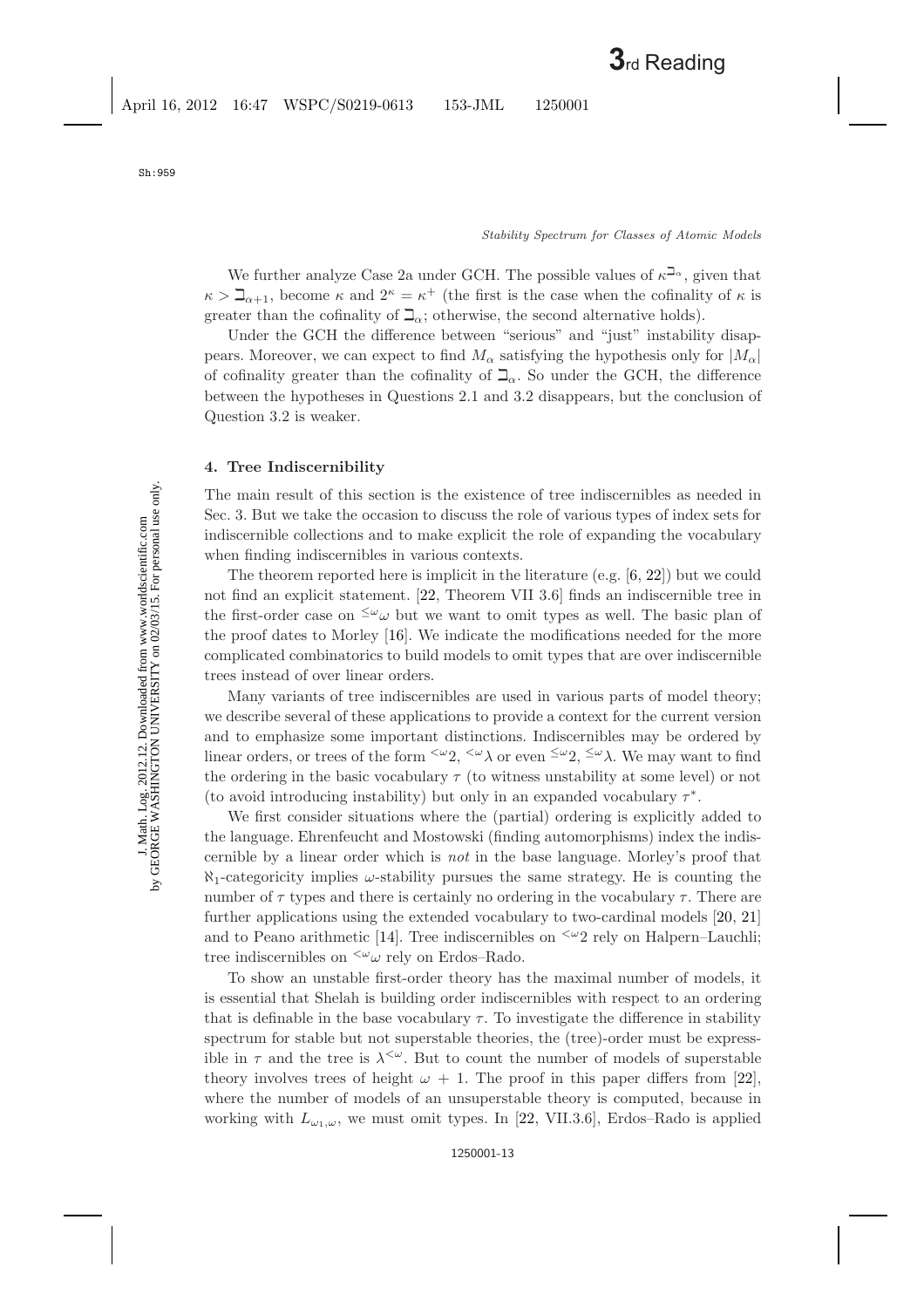We further analyze Case 2a under GCH. The possible values of $\kappa^{\beth_\alpha}$, given that $\kappa > \beth_{\alpha+1}$, become $\kappa$ and $2^\kappa = \kappa^+$ (the first is the case when the cofinality of $\kappa$ is greater than the cofinality of $\beth_\alpha$; otherwise, the second alternative holds).

Under the GCH the difference between "serious" and "just" instability disappears. Moreover, we can expect to find $M_\alpha$ satisfying the hypothesis only for $|M_\alpha|$ of cofinality greater than the cofinality of $\beth_\alpha$. So under the GCH, the difference between the hypotheses in Questions 2.1 and 3.2 disappears, but the conclusion of Question 3.2 is weaker.

## 4. Tree Indiscernibility

The main result of this section is the existence of tree indiscernibles as needed in Sec. 3. But we take the occasion to discuss the role of various types of index sets for indiscernible collections and to make explicit the role of expanding the vocabulary when finding indiscernibles in various contexts.

The theorem reported here is implicit in the literature (e.g. [6, 22]) but we could not find an explicit statement. [22, Theorem VII 3.6] finds an indiscernible tree in the first-order case on ${}^{\leq\omega}\omega$ but we want to omit types as well. The basic plan of the proof dates to Morley [16]. We indicate the modifications needed for the more complicated combinatorics to build models to omit types that are over indiscernible trees instead of over linear orders.

Many variants of tree indiscernibles are used in various parts of model theory; we describe several of these applications to provide a context for the current version and to emphasize some important distinctions. Indiscernibles may be ordered by linear orders, or trees of the form ${}^{<\omega}2$, ${}^{<\omega}\lambda$ or even ${}^{\leq\omega}2$, ${}^{\leq\omega}\lambda$. We may want to find the ordering in the basic vocabulary $\tau$ (to witness unstability at some level) or not (to avoid introducing instability) but only in an expanded vocabulary $\tau^*$.

We first consider situations where the (partial) ordering is explicitly added to the language. Ehrenfeucht and Mostowski (finding automorphisms) index the indiscernible by a linear order which is *not* in the base language. Morley's proof that $\aleph_1$-categoricity implies $\omega$-stability pursues the same strategy. He is counting the number of $\tau$ types and there is certainly no ordering in the vocabulary $\tau$. There are further applications using the extended vocabulary to two-cardinal models [20, 21] and to Peano arithmetic [14]. Tree indiscernibles on ${}^{<\omega}2$ rely on Halpern–Lauchli; tree indiscernibles on ${}^{<\omega}\omega$ rely on Erdos–Rado.

To show an unstable first-order theory has the maximal number of models, it is essential that Shelah is building order indiscernibles with respect to an ordering that is definable in the base vocabulary $\tau$. To investigate the difference in stability spectrum for stable but not superstable theories, the (tree)-order must be expressible in $\tau$ and the tree is $\lambda^{<\omega}$. But to count the number of models of superstable theory involves trees of height $\omega + 1$. The proof in this paper differs from [22], where the number of models of an unsuperstable theory is computed, because in working with $L_{\omega_1,\omega}$, we must omit types. In [22, VII.3.6], Erdos–Rado is applied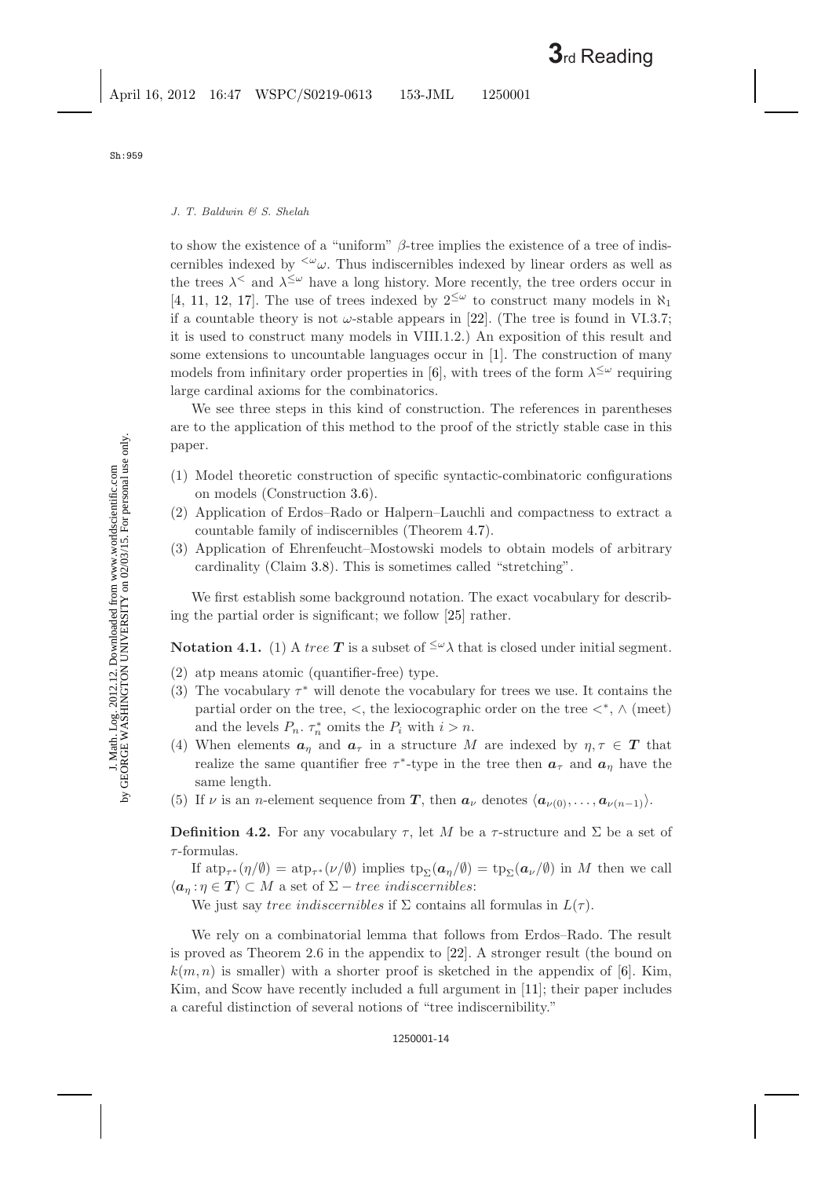to show the existence of a "uniform" $\beta$-tree implies the existence of a tree of indiscernibles indexed by ${}^{<\omega}\omega$. Thus indiscernibles indexed by linear orders as well as the trees $\lambda^{<}$ and $\lambda^{\leq\omega}$ have a long history. More recently, the tree orders occur in [4, 11, 12, 17]. The use of trees indexed by $2^{\leq\omega}$ to construct many models in $\aleph_1$ if a countable theory is not $\omega$-stable appears in [22]. (The tree is found in VI.3.7; it is used to construct many models in VIII.1.2.) An exposition of this result and some extensions to uncountable languages occur in [1]. The construction of many models from infinitary order properties in [6], with trees of the form $\lambda^{\leq\omega}$ requiring large cardinal axioms for the combinatorics.

We see three steps in this kind of construction. The references in parentheses are to the application of this method to the proof of the strictly stable case in this paper.

(1) Model theoretic construction of specific syntactic-combinatoric configurations on models (Construction 3.6).
(2) Application of Erdos–Rado or Halpern–Lauchli and compactness to extract a countable family of indiscernibles (Theorem 4.7).
(3) Application of Ehrenfeucht–Mostowski models to obtain models of arbitrary cardinality (Claim 3.8). This is sometimes called "stretching".

We first establish some background notation. The exact vocabulary for describing the partial order is significant; we follow [25] rather.

**Notation 4.1.** (1) A *tree* $\boldsymbol{T}$ is a subset of ${}^{\leq\omega}\lambda$ that is closed under initial segment.

(2) atp means atomic (quantifier-free) type.
(3) The vocabulary $\tau^*$ will denote the vocabulary for trees we use. It contains the partial order on the tree, $<$, the lexiocographic order on the tree $<^*$, $\wedge$ (meet) and the levels $P_n$. $\tau_n^*$ omits the $P_i$ with $i > n$.
(4) When elements $\boldsymbol{a}_\eta$ and $\boldsymbol{a}_\tau$ in a structure $M$ are indexed by $\eta, \tau \in \boldsymbol{T}$ that realize the same quantifier free $\tau^*$-type in the tree then $\boldsymbol{a}_\tau$ and $\boldsymbol{a}_\eta$ have the same length.
(5) If $\nu$ is an $n$-element sequence from $\boldsymbol{T}$, then $\boldsymbol{a}_\nu$ denotes $\langle \boldsymbol{a}_{\nu(0)}, \ldots, \boldsymbol{a}_{\nu(n-1)} \rangle$.

**Definition 4.2.** For any vocabulary $\tau$, let $M$ be a $\tau$-structure and $\Sigma$ be a set of $\tau$-formulas.

If $\mathrm{atp}_{\tau^*}(\eta/\emptyset) = \mathrm{atp}_{\tau^*}(\nu/\emptyset)$ implies $\mathrm{tp}_\Sigma(\boldsymbol{a}_\eta/\emptyset) = \mathrm{tp}_\Sigma(\boldsymbol{a}_\nu/\emptyset)$ in $M$ then we call $\langle \boldsymbol{a}_\eta : \eta \in \boldsymbol{T} \rangle \subset M$ a set of $\Sigma - \textit{tree indiscernibles}$:

We just say *tree indiscernibles* if $\Sigma$ contains all formulas in $L(\tau)$.

We rely on a combinatorial lemma that follows from Erdos–Rado. The result is proved as Theorem 2.6 in the appendix to [22]. A stronger result (the bound on $k(m, n)$ is smaller) with a shorter proof is sketched in the appendix of [6]. Kim, Kim, and Scow have recently included a full argument in [11]; their paper includes a careful distinction of several notions of "tree indiscernibility."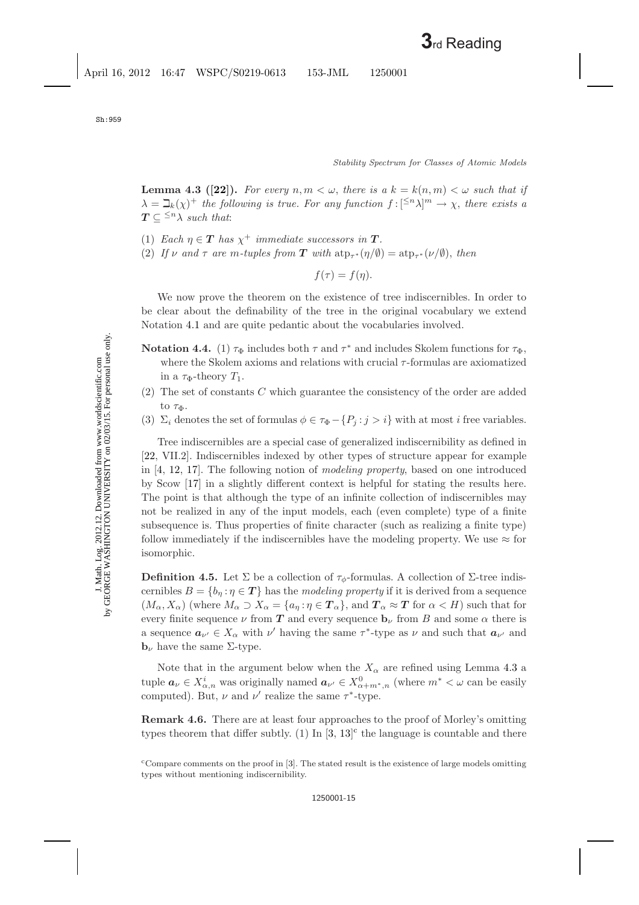**Lemma 4.3 ([22]).** *For every $n, m < \omega$, there is a $k = k(n, m) < \omega$ such that if $\lambda = \beth_k(\chi)^+$ the following is true. For any function $f : [{}^{\leq n}\lambda]^m \to \chi$, there exists a $\boldsymbol{T} \subseteq {}^{\leq n}\lambda$ such that*:

1. *Each $\eta \in \boldsymbol{T}$ has $\chi^+$ immediate successors in $\boldsymbol{T}$.*
2. *If $\nu$ and $\tau$ are $m$-tuples from $\boldsymbol{T}$ with $\mathrm{atp}_{\tau^*}(\eta/\emptyset) = \mathrm{atp}_{\tau^*}(\nu/\emptyset)$, then*

$$f(\tau) = f(\eta).$$

We now prove the theorem on the existence of tree indiscernibles. In order to be clear about the definability of the tree in the original vocabulary we extend Notation 4.1 and are quite pedantic about the vocabularies involved.

**Notation 4.4.** (1) $\tau_\Phi$ includes both $\tau$ and $\tau^*$ and includes Skolem functions for $\tau_\Phi$, where the Skolem axioms and relations with crucial $\tau$-formulas are axiomatized in a $\tau_\Phi$-theory $T_1$.

(2) The set of constants $C$ which guarantee the consistency of the order are added to $\tau_\Phi$.

(3) $\Sigma_i$ denotes the set of formulas $\phi \in \tau_\Phi - \{P_j : j > i\}$ with at most $i$ free variables.

Tree indiscernibles are a special case of generalized indiscernibility as defined in [22, VII.2]. Indiscernibles indexed by other types of structure appear for example in [4, 12, 17]. The following notion of *modeling property*, based on one introduced by Scow [17] in a slightly different context is helpful for stating the results here. The point is that although the type of an infinite collection of indiscernibles may not be realized in any of the input models, each (even complete) type of a finite subsequence is. Thus properties of finite character (such as realizing a finite type) follow immediately if the indiscernibles have the modeling property. We use $\approx$ for isomorphic.

**Definition 4.5.** Let $\Sigma$ be a collection of $\tau_\phi$-formulas. A collection of $\Sigma$-tree indiscernibles $B = \{b_\eta : \eta \in \boldsymbol{T}\}$ has the *modeling property* if it is derived from a sequence $(M_\alpha, X_\alpha)$ (where $M_\alpha \supset X_\alpha = \{a_\eta : \eta \in \boldsymbol{T}_\alpha\}$, and $\boldsymbol{T}_\alpha \approx \boldsymbol{T}$ for $\alpha < H$) such that for every finite sequence $\nu$ from $\boldsymbol{T}$ and every sequence $\mathbf{b}_\nu$ from $B$ and some $\alpha$ there is a sequence $\boldsymbol{a}_{\nu'} \in X_\alpha$ with $\nu'$ having the same $\tau^*$-type as $\nu$ and such that $\boldsymbol{a}_{\nu'}$ and $\mathbf{b}_\nu$ have the same $\Sigma$-type.

Note that in the argument below when the $X_\alpha$ are refined using Lemma 4.3 a tuple $\boldsymbol{a}_\nu \in X^i_{\alpha,n}$ was originally named $\boldsymbol{a}_{\nu'} \in X^0_{\alpha+m^*,n}$ (where $m^* < \omega$ can be easily computed). But, $\nu$ and $\nu'$ realize the same $\tau^*$-type.

**Remark 4.6.** There are at least four approaches to the proof of Morley's omitting types theorem that differ subtly. (1) In [3, 13][c] the language is countable and there

[c] Compare comments on the proof in [3]. The stated result is the existence of large models omitting types without mentioning indiscernibility.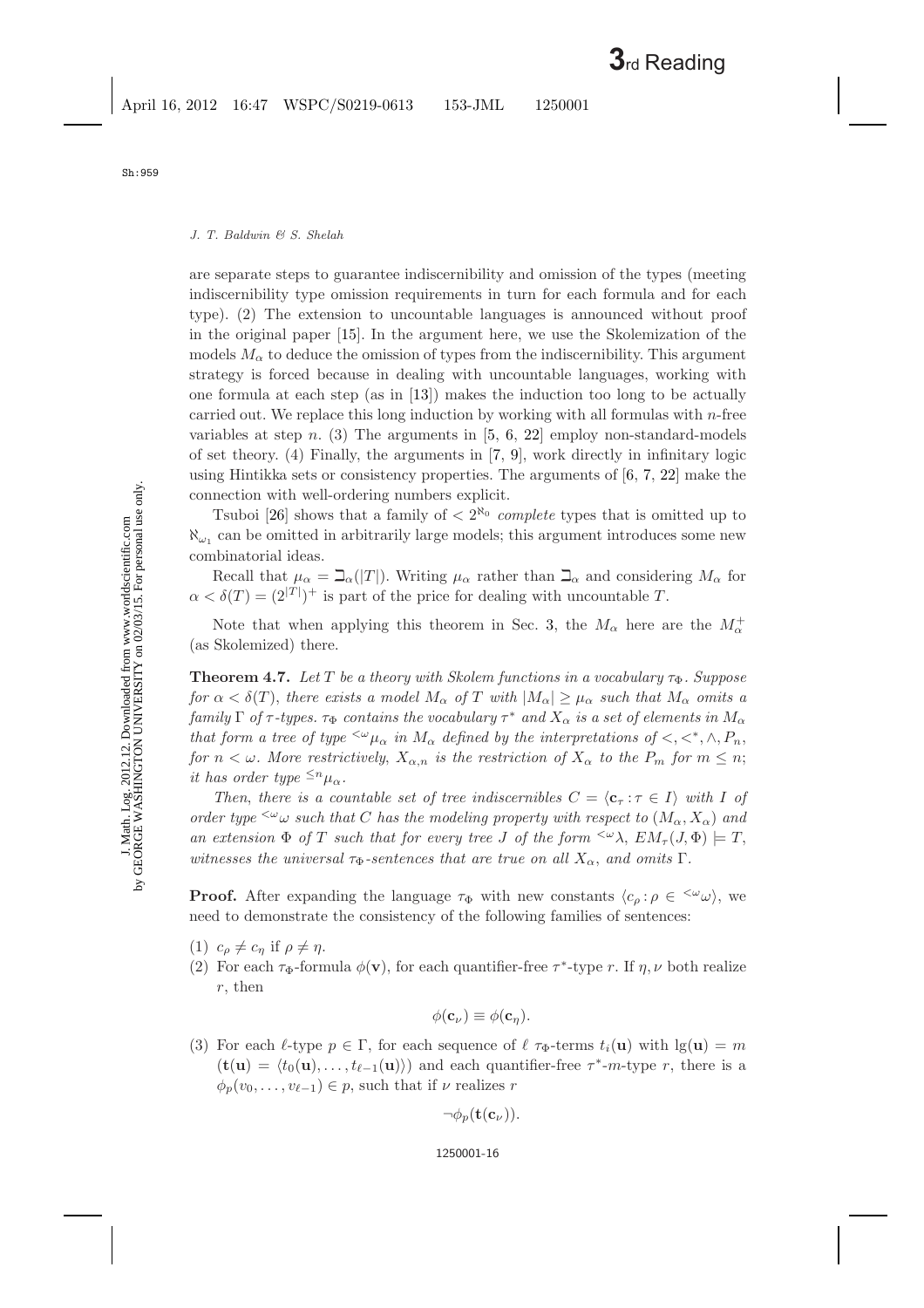are separate steps to guarantee indiscernibility and omission of the types (meeting indiscernibility type omission requirements in turn for each formula and for each type). (2) The extension to uncountable languages is announced without proof in the original paper [15]. In the argument here, we use the Skolemization of the models $M_\alpha$ to deduce the omission of types from the indiscernibility. This argument strategy is forced because in dealing with uncountable languages, working with one formula at each step (as in [13]) makes the induction too long to be actually carried out. We replace this long induction by working with all formulas with $n$-free variables at step $n$. (3) The arguments in [5, 6, 22] employ non-standard-models of set theory. (4) Finally, the arguments in [7, 9], work directly in infinitary logic using Hintikka sets or consistency properties. The arguments of [6, 7, 22] make the connection with well-ordering numbers explicit.

Tsuboi [26] shows that a family of $< 2^{\aleph_0}$ *complete* types that is omitted up to $\aleph_{\omega_1}$ can be omitted in arbitrarily large models; this argument introduces some new combinatorial ideas.

Recall that $\mu_\alpha = \beth_\alpha(|T|)$. Writing $\mu_\alpha$ rather than $\beth_\alpha$ and considering $M_\alpha$ for $\alpha < \delta(T) = (2^{|T|})^+$ is part of the price for dealing with uncountable $T$.

Note that when applying this theorem in Sec. 3, the $M_\alpha$ here are the $M_\alpha^+$ (as Skolemized) there.

**Theorem 4.7.** *Let $T$ be a theory with Skolem functions in a vocabulary $\tau_\Phi$. Suppose for $\alpha < \delta(T)$, there exists a model $M_\alpha$ of $T$ with $|M_\alpha| \geq \mu_\alpha$ such that $M_\alpha$ omits a family $\Gamma$ of $\tau$-types. $\tau_\Phi$ contains the vocabulary $\tau^*$ and $X_\alpha$ is a set of elements in $M_\alpha$ that form a tree of type ${}^{<\omega}\mu_\alpha$ in $M_\alpha$ defined by the interpretations of $<, <^*, \wedge, P_n$, for $n < \omega$. More restrictively, $X_{\alpha,n}$ is the restriction of $X_\alpha$ to the $P_m$ for $m \leq n$; it has order type ${}^{\leq n}\mu_\alpha$.*

*Then, there is a countable set of tree indiscernibles $C = \langle \mathbf{c}_\tau : \tau \in I\rangle$ with $I$ of order type ${}^{<\omega}\omega$ such that $C$ has the modeling property with respect to $(M_\alpha, X_\alpha)$ and an extension $\Phi$ of $T$ such that for every tree $J$ of the form ${}^{<\omega}\lambda$, $EM_\tau(J, \Phi) \models T$, witnesses the universal $\tau_\Phi$-sentences that are true on all $X_\alpha$, and omits $\Gamma$.*

**Proof.** After expanding the language $\tau_\Phi$ with new constants $\langle c_\rho : \rho \in {}^{<\omega}\omega\rangle$, we need to demonstrate the consistency of the following families of sentences:

(1) $c_\rho \neq c_\eta$ if $\rho \neq \eta$.
(2) For each $\tau_\Phi$-formula $\phi(\mathbf{v})$, for each quantifier-free $\tau^*$-type $r$. If $\eta, \nu$ both realize $r$, then

$$\phi(\mathbf{c}_\nu) \equiv \phi(\mathbf{c}_\eta).$$

(3) For each $\ell$-type $p \in \Gamma$, for each sequence of $\ell$ $\tau_\Phi$-terms $t_i(\mathbf{u})$ with $\lg(\mathbf{u}) = m$ $(\mathbf{t}(\mathbf{u}) = \langle t_0(\mathbf{u}), \ldots, t_{\ell-1}(\mathbf{u})\rangle)$ and each quantifier-free $\tau^*$-$m$-type $r$, there is a $\phi_p(v_0, \ldots, v_{\ell-1}) \in p$, such that if $\nu$ realizes $r$

$$\neg\phi_p(\mathbf{t}(\mathbf{c}_\nu)).$$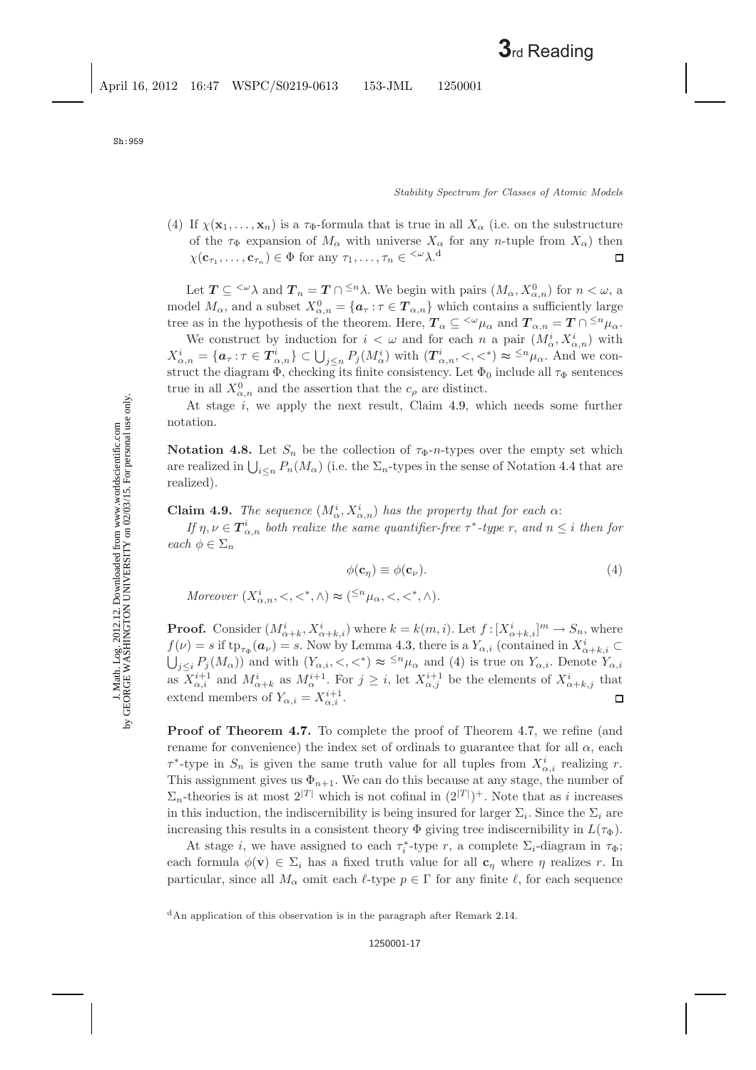(4) If $\chi(\mathbf{x}_1, \ldots, \mathbf{x}_n)$ is a $\tau_\Phi$-formula that is true in all $X_\alpha$ (i.e. on the substructure of the $\tau_\Phi$ expansion of $M_\alpha$ with universe $X_\alpha$ for any $n$-tuple from $X_\alpha$) then $\chi(\mathbf{c}_{\tau_1}, \ldots, \mathbf{c}_{\tau_n}) \in \Phi$ for any $\tau_1, \ldots, \tau_n \in {}^{<\omega}\lambda$.[d] $\square$

Let $\boldsymbol{T} \subseteq {}^{<\omega}\lambda$ and $\boldsymbol{T}_n = \boldsymbol{T} \cap {}^{\leq n}\lambda$. We begin with pairs $(M_\alpha, X^0_{\alpha,n})$ for $n < \omega$, a model $M_\alpha$, and a subset $X^0_{\alpha,n} = \{\boldsymbol{a}_\tau : \tau \in \boldsymbol{T}_{\alpha,n}\}$ which contains a sufficiently large tree as in the hypothesis of the theorem. Here, $\boldsymbol{T}_\alpha \subseteq {}^{<\omega}\mu_\alpha$ and $\boldsymbol{T}_{\alpha,n} = \boldsymbol{T} \cap {}^{\leq n}\mu_\alpha$.

We construct by induction for $i < \omega$ and for each $n$ a pair $(M^i_\alpha, X^i_{\alpha,n})$ with $X^i_{\alpha,n} = \{\boldsymbol{a}_\tau : \tau \in \boldsymbol{T}^i_{\alpha,n}\} \subset \bigcup_{j \leq n} P_j(M^i_\alpha)$ with $(\boldsymbol{T}^i_{\alpha,n}, <, <^*) \approx {}^{\leq n}\mu_\alpha$. And we construct the diagram $\Phi$, checking its finite consistency. Let $\Phi_0$ include all $\tau_\Phi$ sentences true in all $X^0_{\alpha,n}$ and the assertion that the $c_\rho$ are distinct.

At stage $i$, we apply the next result, Claim 4.9, which needs some further notation.

**Notation 4.8.** Let $S_n$ be the collection of $\tau_\Phi$-$n$-types over the empty set which are realized in $\bigcup_{i \leq n} P_n(M_\alpha)$ (i.e. the $\Sigma_n$-types in the sense of Notation 4.4 that are realized).

**Claim 4.9.** *The sequence $(M^i_\alpha, X^i_{\alpha,n})$ has the property that for each $\alpha$:*

*If $\eta, \nu \in \boldsymbol{T}^i_{\alpha,n}$ both realize the same quantifier-free $\tau^*$-type $r$, and $n \leq i$ then for each $\phi \in \Sigma_n$*

$$\phi(\mathbf{c}_\eta) \equiv \phi(\mathbf{c}_\nu). \tag{4}$$

*Moreover $(X^i_{\alpha,n}, <, <^*, \wedge) \approx ({}^{\leq n}\mu_\alpha, <, <^*, \wedge)$.*

**Proof.** Consider $(M^i_{\alpha+k}, X^i_{\alpha+k,i})$ where $k = k(m,i)$. Let $f : [X^i_{\alpha+k,i}]^m \to S_n$, where $f(\nu) = s$ if $\mathrm{tp}_{\tau_\Phi}(\boldsymbol{a}_\nu) = s$. Now by Lemma 4.3, there is a $Y_{\alpha,i}$ (contained in $X^i_{\alpha+k,i} \subset \bigcup_{j \leq i} P_j(M_\alpha)$) and with $(Y_{\alpha,i}, <, <^*) \approx {}^{\leq n}\mu_\alpha$ and (4) is true on $Y_{\alpha,i}$. Denote $Y_{\alpha,i}$ as $X^{i+1}_{\alpha,i}$ and $M^i_{\alpha+k}$ as $M^{i+1}_\alpha$. For $j \geq i$, let $X^{i+1}_{\alpha,j}$ be the elements of $X^i_{\alpha+k,j}$ that extend members of $Y_{\alpha,i} = X^{i+1}_{\alpha,i}$. $\square$

**Proof of Theorem 4.7.** To complete the proof of Theorem 4.7, we refine (and rename for convenience) the index set of ordinals to guarantee that for all $\alpha$, each $\tau^*$-type in $S_n$ is given the same truth value for all tuples from $X^i_{\alpha,i}$ realizing $r$. This assignment gives us $\Phi_{n+1}$. We can do this because at any stage, the number of $\Sigma_n$-theories is at most $2^{|T|}$ which is not cofinal in $(2^{|T|})^+$. Note that as $i$ increases in this induction, the indiscernibility is being insured for larger $\Sigma_i$. Since the $\Sigma_i$ are increasing this results in a consistent theory $\Phi$ giving tree indiscernibility in $L(\tau_\Phi)$.

At stage $i$, we have assigned to each $\tau^*_i$-type $r$, a complete $\Sigma_i$-diagram in $\tau_\Phi$; each formula $\phi(\mathbf{v}) \in \Sigma_i$ has a fixed truth value for all $\mathbf{c}_\eta$ where $\eta$ realizes $r$. In particular, since all $M_\alpha$ omit each $\ell$-type $p \in \Gamma$ for any finite $\ell$, for each sequence

[d] An application of this observation is in the paragraph after Remark 2.14.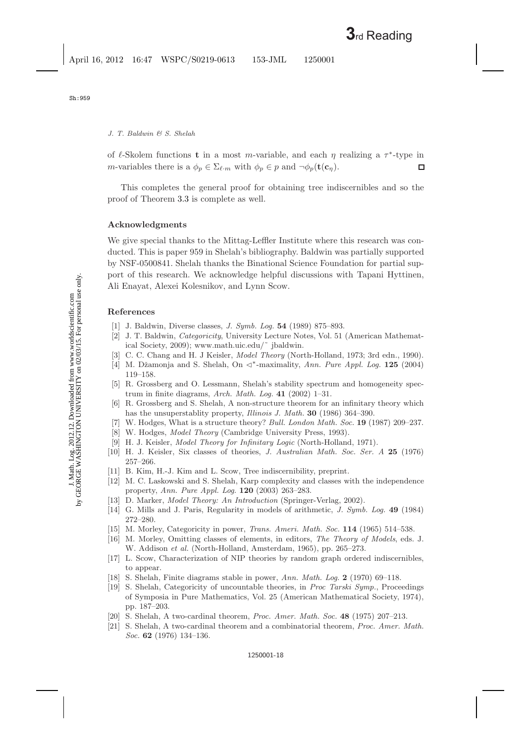of $\ell$-Skolem functions $\mathbf{t}$ in a most $m$-variable, and each $\eta$ realizing a $\tau^*$-type in $m$-variables there is a $\phi_p \in \Sigma_{\ell \cdot m}$ with $\phi_p \in p$ and $\neg\phi_p(\mathbf{t}(\mathbf{c}_\eta))$. $\square$

This completes the general proof for obtaining tree indiscernibles and so the proof of Theorem 3.3 is complete as well.

## Acknowledgments

We give special thanks to the Mittag-Leffler Institute where this research was conducted. This is paper 959 in Shelah's bibliography. Baldwin was partially supported by NSF-0500841. Shelah thanks the Binational Science Foundation for partial support of this research. We acknowledge helpful discussions with Tapani Hyttinen, Ali Enayat, Alexei Kolesnikov, and Lynn Scow.

## References

[1] J. Baldwin, Diverse classes, *J. Symb. Log.* **54** (1989) 875–893.

[2] J. T. Baldwin, *Categoricity*, University Lecture Notes, Vol. 51 (American Mathematical Society, 2009); www.math.uic.edu/˜ jbaldwin.

[3] C. C. Chang and H. J Keisler, *Model Theory* (North-Holland, 1973; 3rd edn., 1990).

[4] M. Džamonja and S. Shelah, On $\triangleleft^*$-maximality, *Ann. Pure Appl. Log.* **125** (2004) 119–158.

[5] R. Grossberg and O. Lessmann, Shelah's stability spectrum and homogeneity spectrum in finite diagrams, *Arch. Math. Log.* **41** (2002) 1–31.

[6] R. Grossberg and S. Shelah, A non-structure theorem for an infinitary theory which has the unsuperstablity property, *Illinois J. Math.* **30** (1986) 364–390.

[7] W. Hodges, What is a structure theory? *Bull. London Math. Soc.* **19** (1987) 209–237.

[8] W. Hodges, *Model Theory* (Cambridge University Press, 1993).

[9] H. J. Keisler, *Model Theory for Infinitary Logic* (North-Holland, 1971).

[10] H. J. Keisler, Six classes of theories, *J. Australian Math. Soc. Ser. A* **25** (1976) 257–266.

[11] B. Kim, H.-J. Kim and L. Scow, Tree indiscernibility, preprint.

[12] M. C. Laskowski and S. Shelah, Karp complexity and classes with the independence property, *Ann. Pure Appl. Log.* **120** (2003) 263–283.

[13] D. Marker, *Model Theory: An Introduction* (Springer-Verlag, 2002).

[14] G. Mills and J. Paris, Regularity in models of arithmetic, *J. Symb. Log.* **49** (1984) 272–280.

[15] M. Morley, Categoricity in power, *Trans. Ameri. Math. Soc.* **114** (1965) 514–538.

[16] M. Morley, Omitting classes of elements, in editors, *The Theory of Models*, eds. J. W. Addison *et al.* (North-Holland, Amsterdam, 1965), pp. 265–273.

[17] L. Scow, Characterization of NIP theories by random graph ordered indiscernibles, to appear.

[18] S. Shelah, Finite diagrams stable in power, *Ann. Math. Log.* **2** (1970) 69–118.

[19] S. Shelah, Categoricity of uncountable theories, in *Proc Tarski Symp.*, Proceedings of Symposia in Pure Mathematics, Vol. 25 (American Mathematical Society, 1974), pp. 187–203.

[20] S. Shelah, A two-cardinal theorem, *Proc. Amer. Math. Soc.* **48** (1975) 207–213.

[21] S. Shelah, A two-cardinal theorem and a combinatorial theorem, *Proc. Amer. Math. Soc.* **62** (1976) 134–136.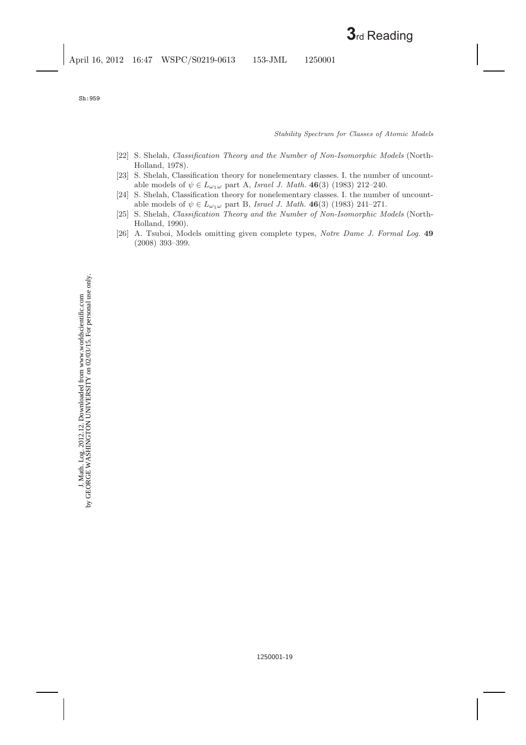[22] S. Shelah, *Classification Theory and the Number of Non-Isomorphic Models* (North-Holland, 1978).

[23] S. Shelah, Classification theory for nonelementary classes. I. the number of uncountable models of $\psi \in L_{\omega_1\omega}$ part A, *Israel J. Math.* **46**(3) (1983) 212–240.

[24] S. Shelah, Classification theory for nonelementary classes. I. the number of uncountable models of $\psi \in L_{\omega_1\omega}$ part B, *Israel J. Math.* **46**(3) (1983) 241–271.

[25] S. Shelah, *Classification Theory and the Number of Non-Isomorphic Models* (North-Holland, 1990).

[26] A. Tsuboi, Models omitting given complete types, *Notre Dame J. Formal Log.* **49** (2008) 393–399.